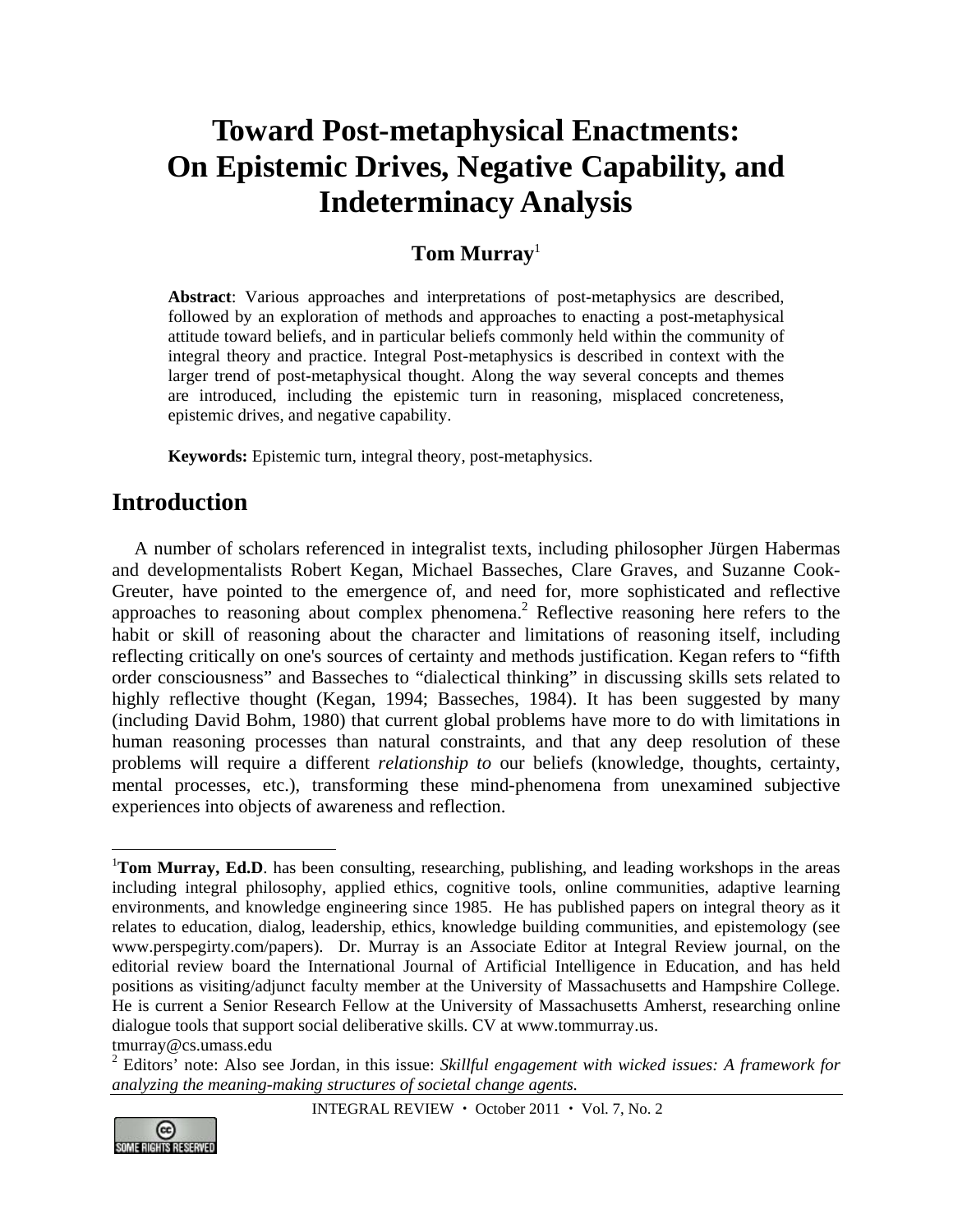# Toward Post-metaphysical Enactments: On Epistemic Drives, Negative Capability, and Indeterminacy Analysis

**Tom Murray**[1]

**Abstract**: Various approaches and interpretations of post-metaphysics are described, followed by an exploration of methods and approaches to enacting a post-metaphysical attitude toward beliefs, and in particular beliefs commonly held within the community of integral theory and practice. Integral Post-metaphysics is described in context with the larger trend of post-metaphysical thought. Along the way several concepts and themes are introduced, including the epistemic turn in reasoning, misplaced concreteness, epistemic drives, and negative capability.

**Keywords:** Epistemic turn, integral theory, post-metaphysics.

## Introduction

A number of scholars referenced in integralist texts, including philosopher Jürgen Habermas and developmentalists Robert Kegan, Michael Basseches, Clare Graves, and Suzanne Cook-Greuter, have pointed to the emergence of, and need for, more sophisticated and reflective approaches to reasoning about complex phenomena.[2] Reflective reasoning here refers to the habit or skill of reasoning about the character and limitations of reasoning itself, including reflecting critically on one's sources of certainty and methods justification. Kegan refers to "fifth order consciousness" and Basseches to "dialectical thinking" in discussing skills sets related to highly reflective thought (Kegan, 1994; Basseches, 1984). It has been suggested by many (including David Bohm, 1980) that current global problems have more to do with limitations in human reasoning processes than natural constraints, and that any deep resolution of these problems will require a different *relationship to* our beliefs (knowledge, thoughts, certainty, mental processes, etc.), transforming these mind-phenomena from unexamined subjective experiences into objects of awareness and reflection.

---

[1]**Tom Murray, Ed.D**. has been consulting, researching, publishing, and leading workshops in the areas including integral philosophy, applied ethics, cognitive tools, online communities, adaptive learning environments, and knowledge engineering since 1985. He has published papers on integral theory as it relates to education, dialog, leadership, ethics, knowledge building communities, and epistemology (see www.perspegirty.com/papers). Dr. Murray is an Associate Editor at Integral Review journal, on the editorial review board the International Journal of Artificial Intelligence in Education, and has held positions as visiting/adjunct faculty member at the University of Massachusetts and Hampshire College. He is current a Senior Research Fellow at the University of Massachusetts Amherst, researching online dialogue tools that support social deliberative skills. CV at www.tommurray.us. tmurray@cs.umass.edu

[2] Editors' note: Also see Jordan, in this issue: *Skillful engagement with wicked issues: A framework for analyzing the meaning-making structures of societal change agents.*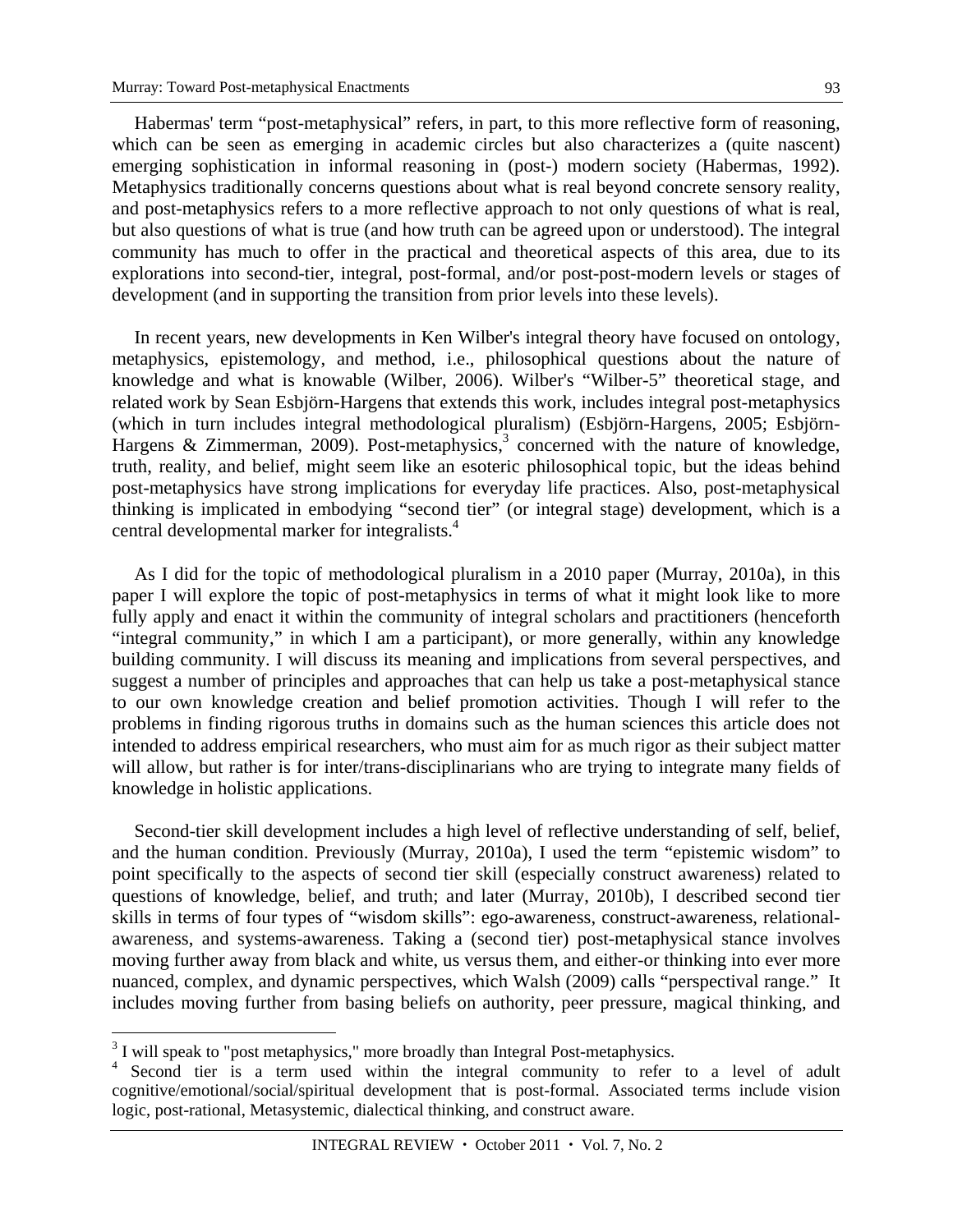Habermas' term "post-metaphysical" refers, in part, to this more reflective form of reasoning, which can be seen as emerging in academic circles but also characterizes a (quite nascent) emerging sophistication in informal reasoning in (post-) modern society (Habermas, 1992). Metaphysics traditionally concerns questions about what is real beyond concrete sensory reality, and post-metaphysics refers to a more reflective approach to not only questions of what is real, but also questions of what is true (and how truth can be agreed upon or understood). The integral community has much to offer in the practical and theoretical aspects of this area, due to its explorations into second-tier, integral, post-formal, and/or post-post-modern levels or stages of development (and in supporting the transition from prior levels into these levels).

In recent years, new developments in Ken Wilber's integral theory have focused on ontology, metaphysics, epistemology, and method, i.e., philosophical questions about the nature of knowledge and what is knowable (Wilber, 2006). Wilber's "Wilber-5" theoretical stage, and related work by Sean Esbjörn-Hargens that extends this work, includes integral post-metaphysics (which in turn includes integral methodological pluralism) (Esbjörn-Hargens, 2005; Esbjörn-Hargens & Zimmerman, 2009). Post-metaphysics,[3] concerned with the nature of knowledge, truth, reality, and belief, might seem like an esoteric philosophical topic, but the ideas behind post-metaphysics have strong implications for everyday life practices. Also, post-metaphysical thinking is implicated in embodying "second tier" (or integral stage) development, which is a central developmental marker for integralists.[4]

As I did for the topic of methodological pluralism in a 2010 paper (Murray, 2010a), in this paper I will explore the topic of post-metaphysics in terms of what it might look like to more fully apply and enact it within the community of integral scholars and practitioners (henceforth "integral community," in which I am a participant), or more generally, within any knowledge building community. I will discuss its meaning and implications from several perspectives, and suggest a number of principles and approaches that can help us take a post-metaphysical stance to our own knowledge creation and belief promotion activities. Though I will refer to the problems in finding rigorous truths in domains such as the human sciences this article does not intended to address empirical researchers, who must aim for as much rigor as their subject matter will allow, but rather is for inter/trans-disciplinarians who are trying to integrate many fields of knowledge in holistic applications.

Second-tier skill development includes a high level of reflective understanding of self, belief, and the human condition. Previously (Murray, 2010a), I used the term "epistemic wisdom" to point specifically to the aspects of second tier skill (especially construct awareness) related to questions of knowledge, belief, and truth; and later (Murray, 2010b), I described second tier skills in terms of four types of "wisdom skills": ego-awareness, construct-awareness, relational-awareness, and systems-awareness. Taking a (second tier) post-metaphysical stance involves moving further away from black and white, us versus them, and either-or thinking into ever more nuanced, complex, and dynamic perspectives, which Walsh (2009) calls "perspectival range." It includes moving further from basing beliefs on authority, peer pressure, magical thinking, and

---

[3] I will speak to "post metaphysics," more broadly than Integral Post-metaphysics.

[4] Second tier is a term used within the integral community to refer to a level of adult cognitive/emotional/social/spiritual development that is post-formal. Associated terms include vision logic, post-rational, Metasystemic, dialectical thinking, and construct aware.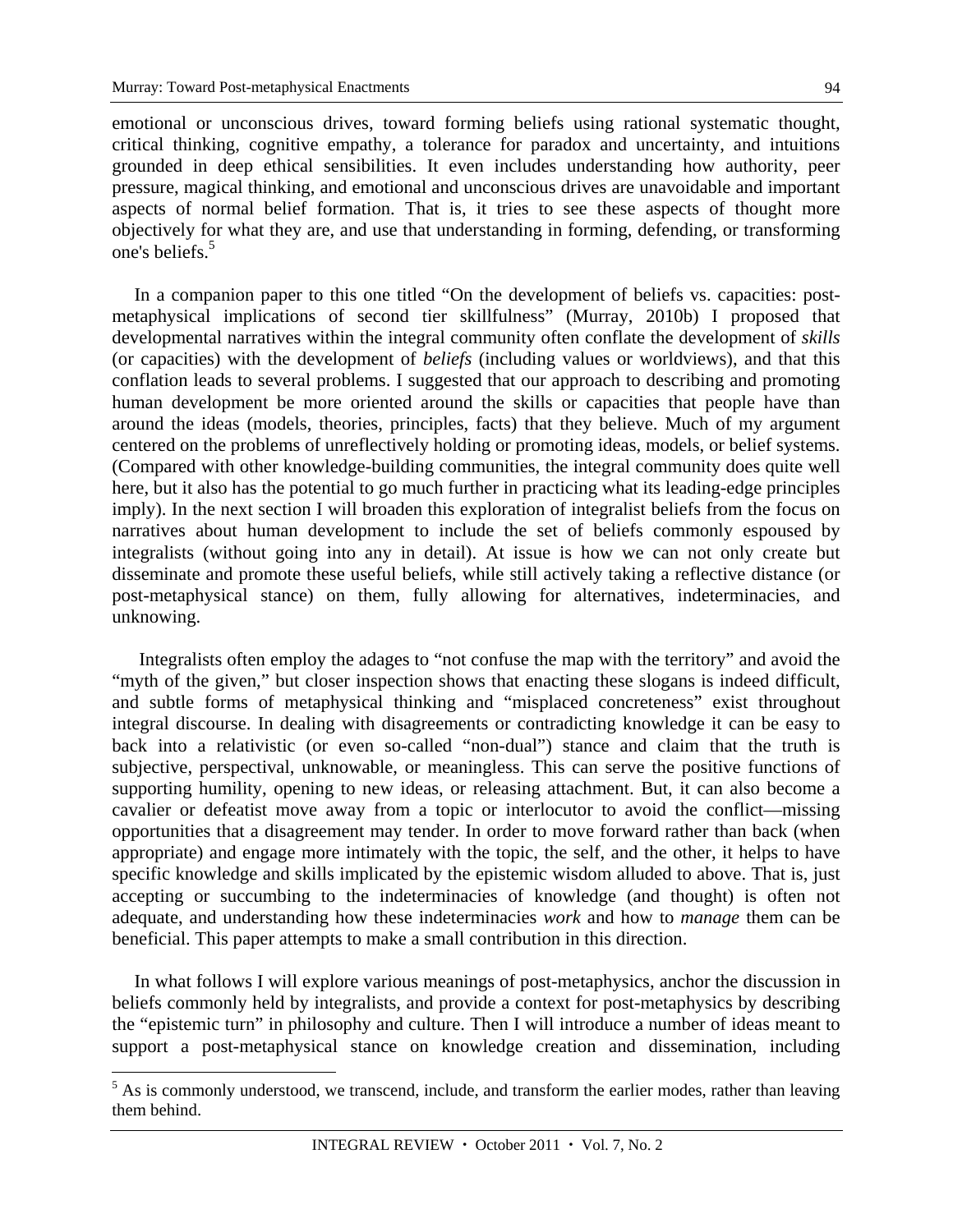emotional or unconscious drives, toward forming beliefs using rational systematic thought, critical thinking, cognitive empathy, a tolerance for paradox and uncertainty, and intuitions grounded in deep ethical sensibilities. It even includes understanding how authority, peer pressure, magical thinking, and emotional and unconscious drives are unavoidable and important aspects of normal belief formation. That is, it tries to see these aspects of thought more objectively for what they are, and use that understanding in forming, defending, or transforming one's beliefs.[5]

In a companion paper to this one titled "On the development of beliefs vs. capacities: post-metaphysical implications of second tier skillfulness" (Murray, 2010b) I proposed that developmental narratives within the integral community often conflate the development of *skills* (or capacities) with the development of *beliefs* (including values or worldviews), and that this conflation leads to several problems. I suggested that our approach to describing and promoting human development be more oriented around the skills or capacities that people have than around the ideas (models, theories, principles, facts) that they believe. Much of my argument centered on the problems of unreflectively holding or promoting ideas, models, or belief systems. (Compared with other knowledge-building communities, the integral community does quite well here, but it also has the potential to go much further in practicing what its leading-edge principles imply). In the next section I will broaden this exploration of integralist beliefs from the focus on narratives about human development to include the set of beliefs commonly espoused by integralists (without going into any in detail). At issue is how we can not only create but disseminate and promote these useful beliefs, while still actively taking a reflective distance (or post-metaphysical stance) on them, fully allowing for alternatives, indeterminacies, and unknowing.

Integralists often employ the adages to "not confuse the map with the territory" and avoid the "myth of the given," but closer inspection shows that enacting these slogans is indeed difficult, and subtle forms of metaphysical thinking and "misplaced concreteness" exist throughout integral discourse. In dealing with disagreements or contradicting knowledge it can be easy to back into a relativistic (or even so-called "non-dual") stance and claim that the truth is subjective, perspectival, unknowable, or meaningless. This can serve the positive functions of supporting humility, opening to new ideas, or releasing attachment. But, it can also become a cavalier or defeatist move away from a topic or interlocutor to avoid the conflict—missing opportunities that a disagreement may tender. In order to move forward rather than back (when appropriate) and engage more intimately with the topic, the self, and the other, it helps to have specific knowledge and skills implicated by the epistemic wisdom alluded to above. That is, just accepting or succumbing to the indeterminacies of knowledge (and thought) is often not adequate, and understanding how these indeterminacies *work* and how to *manage* them can be beneficial. This paper attempts to make a small contribution in this direction.

In what follows I will explore various meanings of post-metaphysics, anchor the discussion in beliefs commonly held by integralists, and provide a context for post-metaphysics by describing the "epistemic turn" in philosophy and culture. Then I will introduce a number of ideas meant to support a post-metaphysical stance on knowledge creation and dissemination, including

[5] As is commonly understood, we transcend, include, and transform the earlier modes, rather than leaving them behind.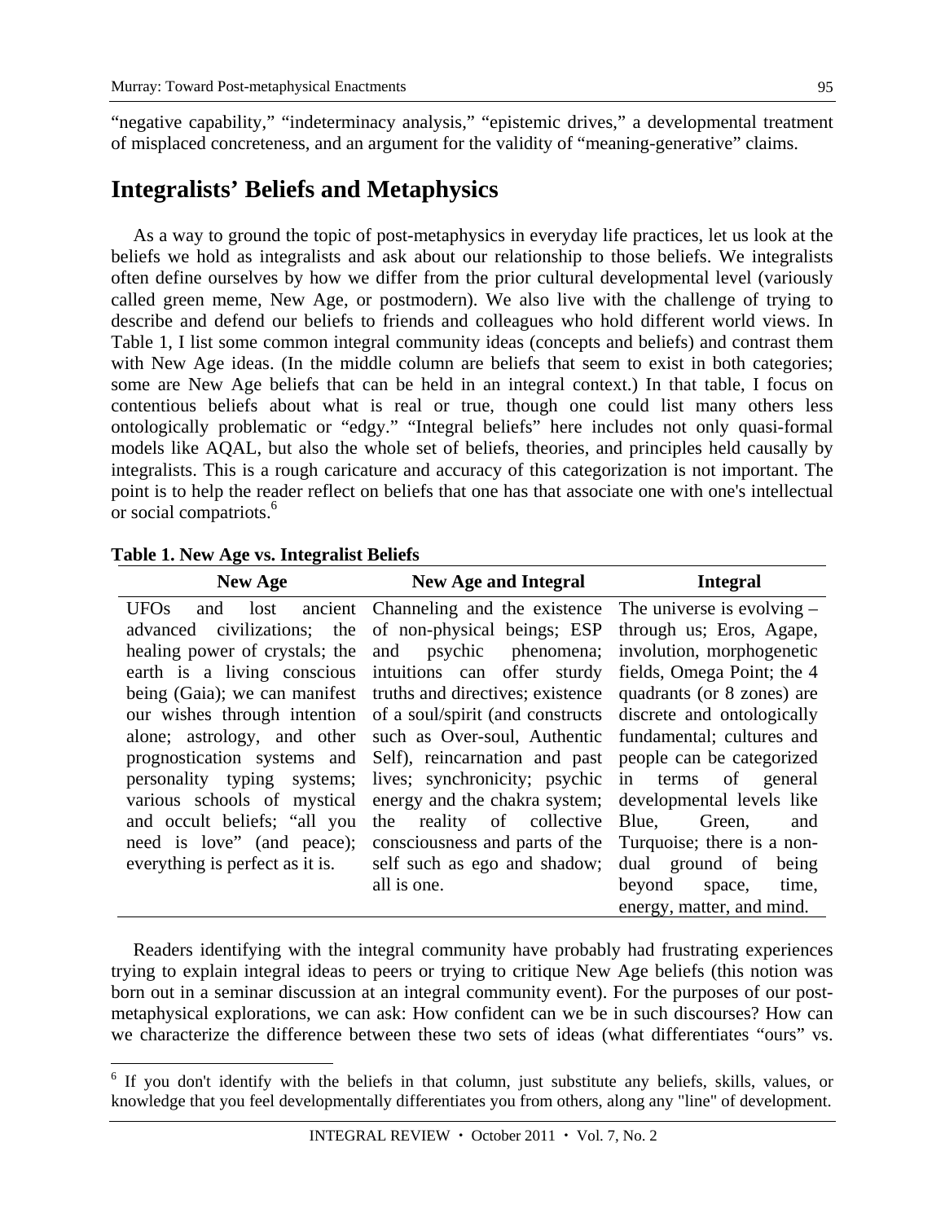"negative capability," "indeterminacy analysis," "epistemic drives," a developmental treatment of misplaced concreteness, and an argument for the validity of "meaning-generative" claims.

## Integralists' Beliefs and Metaphysics

As a way to ground the topic of post-metaphysics in everyday life practices, let us look at the beliefs we hold as integralists and ask about our relationship to those beliefs. We integralists often define ourselves by how we differ from the prior cultural developmental level (variously called green meme, New Age, or postmodern). We also live with the challenge of trying to describe and defend our beliefs to friends and colleagues who hold different world views. In Table 1, I list some common integral community ideas (concepts and beliefs) and contrast them with New Age ideas. (In the middle column are beliefs that seem to exist in both categories; some are New Age beliefs that can be held in an integral context.) In that table, I focus on contentious beliefs about what is real or true, though one could list many others less ontologically problematic or "edgy." "Integral beliefs" here includes not only quasi-formal models like AQAL, but also the whole set of beliefs, theories, and principles held causally by integralists. This is a rough caricature and accuracy of this categorization is not important. The point is to help the reader reflect on beliefs that one has that associate one with one's intellectual or social compatriots.[6]

**Table 1. New Age vs. Integralist Beliefs**

| New Age | New Age and Integral | Integral |
|---|---|---|
| UFOs and lost ancient advanced civilizations; the healing power of crystals; the earth is a living conscious being (Gaia); we can manifest our wishes through intention alone; astrology, and other prognostication systems and personality typing systems; various schools of mystical and occult beliefs; "all you need is love" (and peace); everything is perfect as it is. | Channeling and the existence of non-physical beings; ESP and psychic phenomena; intuitions can offer sturdy truths and directives; existence of a soul/spirit (and constructs such as Over-soul, Authentic Self), reincarnation and past lives; synchronicity; psychic energy and the chakra system; the reality of collective consciousness and parts of the self such as ego and shadow; all is one. | The universe is evolving – through us; Eros, Agape, involution, morphogenetic fields, Omega Point; the 4 quadrants (or 8 zones) are discrete and ontologically fundamental; cultures and people can be categorized in terms of general developmental levels like Blue, Green, and Turquoise; there is a non-dual ground of being beyond space, time, energy, matter, and mind. |

Readers identifying with the integral community have probably had frustrating experiences trying to explain integral ideas to peers or trying to critique New Age beliefs (this notion was born out in a seminar discussion at an integral community event). For the purposes of our post-metaphysical explorations, we can ask: How confident can we be in such discourses? How can we characterize the difference between these two sets of ideas (what differentiates "ours" vs.

[6] If you don't identify with the beliefs in that column, just substitute any beliefs, skills, values, or knowledge that you feel developmentally differentiates you from others, along any "line" of development.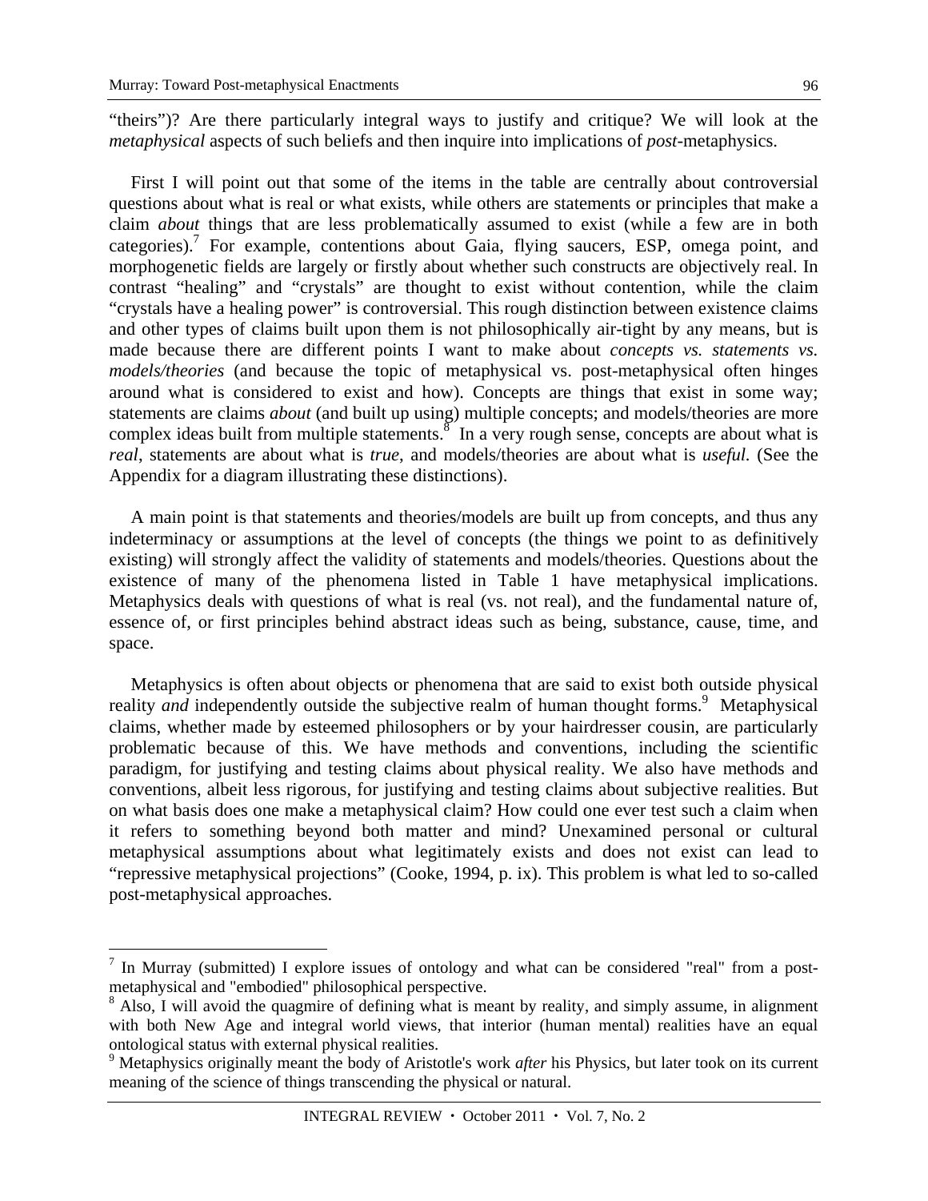"theirs")? Are there particularly integral ways to justify and critique? We will look at the *metaphysical* aspects of such beliefs and then inquire into implications of *post*-metaphysics.

First I will point out that some of the items in the table are centrally about controversial questions about what is real or what exists, while others are statements or principles that make a claim *about* things that are less problematically assumed to exist (while a few are in both categories).[7] For example, contentions about Gaia, flying saucers, ESP, omega point, and morphogenetic fields are largely or firstly about whether such constructs are objectively real. In contrast "healing" and "crystals" are thought to exist without contention, while the claim "crystals have a healing power" is controversial. This rough distinction between existence claims and other types of claims built upon them is not philosophically air-tight by any means, but is made because there are different points I want to make about *concepts vs. statements vs. models/theories* (and because the topic of metaphysical vs. post-metaphysical often hinges around what is considered to exist and how). Concepts are things that exist in some way; statements are claims *about* (and built up using) multiple concepts; and models/theories are more complex ideas built from multiple statements.[8] In a very rough sense, concepts are about what is *real*, statements are about what is *true*, and models/theories are about what is *useful*. (See the Appendix for a diagram illustrating these distinctions).

A main point is that statements and theories/models are built up from concepts, and thus any indeterminacy or assumptions at the level of concepts (the things we point to as definitively existing) will strongly affect the validity of statements and models/theories. Questions about the existence of many of the phenomena listed in Table 1 have metaphysical implications. Metaphysics deals with questions of what is real (vs. not real), and the fundamental nature of, essence of, or first principles behind abstract ideas such as being, substance, cause, time, and space.

Metaphysics is often about objects or phenomena that are said to exist both outside physical reality *and* independently outside the subjective realm of human thought forms.[9] Metaphysical claims, whether made by esteemed philosophers or by your hairdresser cousin, are particularly problematic because of this. We have methods and conventions, including the scientific paradigm, for justifying and testing claims about physical reality. We also have methods and conventions, albeit less rigorous, for justifying and testing claims about subjective realities. But on what basis does one make a metaphysical claim? How could one ever test such a claim when it refers to something beyond both matter and mind? Unexamined personal or cultural metaphysical assumptions about what legitimately exists and does not exist can lead to "repressive metaphysical projections" (Cooke, 1994, p. ix). This problem is what led to so-called post-metaphysical approaches.

---

[7] In Murray (submitted) I explore issues of ontology and what can be considered "real" from a post-metaphysical and "embodied" philosophical perspective.

[8] Also, I will avoid the quagmire of defining what is meant by reality, and simply assume, in alignment with both New Age and integral world views, that interior (human mental) realities have an equal ontological status with external physical realities.

[9] Metaphysics originally meant the body of Aristotle's work *after* his Physics, but later took on its current meaning of the science of things transcending the physical or natural.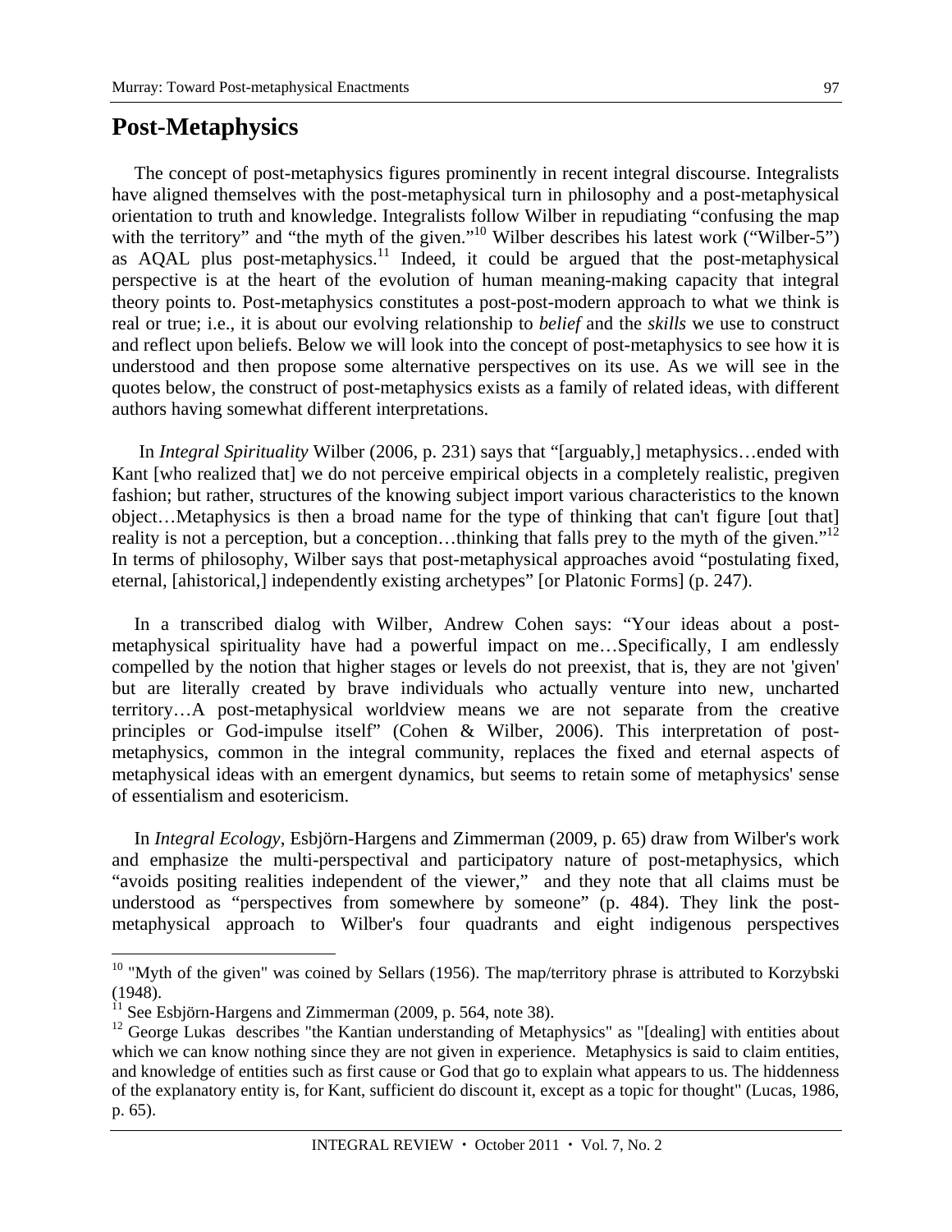## Post-Metaphysics

The concept of post-metaphysics figures prominently in recent integral discourse. Integralists have aligned themselves with the post-metaphysical turn in philosophy and a post-metaphysical orientation to truth and knowledge. Integralists follow Wilber in repudiating "confusing the map with the territory" and "the myth of the given."[10] Wilber describes his latest work ("Wilber-5") as AQAL plus post-metaphysics.[11] Indeed, it could be argued that the post-metaphysical perspective is at the heart of the evolution of human meaning-making capacity that integral theory points to. Post-metaphysics constitutes a post-post-modern approach to what we think is real or true; i.e., it is about our evolving relationship to *belief* and the *skills* we use to construct and reflect upon beliefs. Below we will look into the concept of post-metaphysics to see how it is understood and then propose some alternative perspectives on its use. As we will see in the quotes below, the construct of post-metaphysics exists as a family of related ideas, with different authors having somewhat different interpretations.

In *Integral Spirituality* Wilber (2006, p. 231) says that "[arguably,] metaphysics…ended with Kant [who realized that] we do not perceive empirical objects in a completely realistic, pregiven fashion; but rather, structures of the knowing subject import various characteristics to the known object…Metaphysics is then a broad name for the type of thinking that can't figure [out that] reality is not a perception, but a conception…thinking that falls prey to the myth of the given."[12] In terms of philosophy, Wilber says that post-metaphysical approaches avoid "postulating fixed, eternal, [ahistorical,] independently existing archetypes" [or Platonic Forms] (p. 247).

In a transcribed dialog with Wilber, Andrew Cohen says: "Your ideas about a post-metaphysical spirituality have had a powerful impact on me…Specifically, I am endlessly compelled by the notion that higher stages or levels do not preexist, that is, they are not 'given' but are literally created by brave individuals who actually venture into new, uncharted territory…A post-metaphysical worldview means we are not separate from the creative principles or God-impulse itself" (Cohen & Wilber, 2006). This interpretation of post-metaphysics, common in the integral community, replaces the fixed and eternal aspects of metaphysical ideas with an emergent dynamics, but seems to retain some of metaphysics' sense of essentialism and esotericism.

In *Integral Ecology*, Esbjörn-Hargens and Zimmerman (2009, p. 65) draw from Wilber's work and emphasize the multi-perspectival and participatory nature of post-metaphysics, which "avoids positing realities independent of the viewer," and they note that all claims must be understood as "perspectives from somewhere by someone" (p. 484). They link the post-metaphysical approach to Wilber's four quadrants and eight indigenous perspectives

---

[10] "Myth of the given" was coined by Sellars (1956). The map/territory phrase is attributed to Korzybski (1948).

[11] See Esbjörn-Hargens and Zimmerman (2009, p. 564, note 38).

[12] George Lukas describes "the Kantian understanding of Metaphysics" as "[dealing] with entities about which we can know nothing since they are not given in experience. Metaphysics is said to claim entities, and knowledge of entities such as first cause or God that go to explain what appears to us. The hiddenness of the explanatory entity is, for Kant, sufficient do discount it, except as a topic for thought" (Lucas, 1986, p. 65).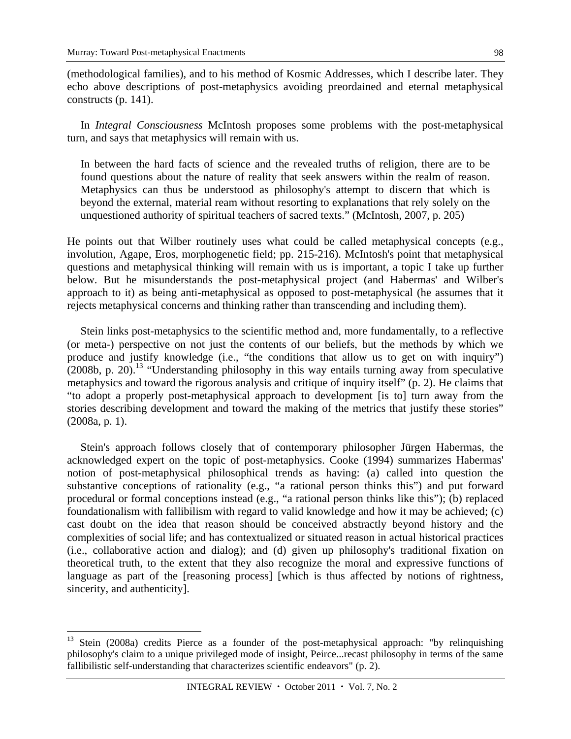(methodological families), and to his method of Kosmic Addresses, which I describe later. They echo above descriptions of post-metaphysics avoiding preordained and eternal metaphysical constructs (p. 141).

In *Integral Consciousness* McIntosh proposes some problems with the post-metaphysical turn, and says that metaphysics will remain with us.

> In between the hard facts of science and the revealed truths of religion, there are to be found questions about the nature of reality that seek answers within the realm of reason. Metaphysics can thus be understood as philosophy's attempt to discern that which is beyond the external, material ream without resorting to explanations that rely solely on the unquestioned authority of spiritual teachers of sacred texts." (McIntosh, 2007, p. 205)

He points out that Wilber routinely uses what could be called metaphysical concepts (e.g., involution, Agape, Eros, morphogenetic field; pp. 215-216). McIntosh's point that metaphysical questions and metaphysical thinking will remain with us is important, a topic I take up further below. But he misunderstands the post-metaphysical project (and Habermas' and Wilber's approach to it) as being anti-metaphysical as opposed to post-metaphysical (he assumes that it rejects metaphysical concerns and thinking rather than transcending and including them).

Stein links post-metaphysics to the scientific method and, more fundamentally, to a reflective (or meta-) perspective on not just the contents of our beliefs, but the methods by which we produce and justify knowledge (i.e., "the conditions that allow us to get on with inquiry") (2008b, p. 20).[13] "Understanding philosophy in this way entails turning away from speculative metaphysics and toward the rigorous analysis and critique of inquiry itself" (p. 2). He claims that "to adopt a properly post-metaphysical approach to development [is to] turn away from the stories describing development and toward the making of the metrics that justify these stories" (2008a, p. 1).

Stein's approach follows closely that of contemporary philosopher Jürgen Habermas, the acknowledged expert on the topic of post-metaphysics. Cooke (1994) summarizes Habermas' notion of post-metaphysical philosophical trends as having: (a) called into question the substantive conceptions of rationality (e.g., "a rational person thinks this") and put forward procedural or formal conceptions instead (e.g., "a rational person thinks like this"); (b) replaced foundationalism with fallibilism with regard to valid knowledge and how it may be achieved; (c) cast doubt on the idea that reason should be conceived abstractly beyond history and the complexities of social life; and has contextualized or situated reason in actual historical practices (i.e., collaborative action and dialog); and (d) given up philosophy's traditional fixation on theoretical truth, to the extent that they also recognize the moral and expressive functions of language as part of the [reasoning process] [which is thus affected by notions of rightness, sincerity, and authenticity].

---

[13] Stein (2008a) credits Pierce as a founder of the post-metaphysical approach: "by relinquishing philosophy's claim to a unique privileged mode of insight, Peirce...recast philosophy in terms of the same fallibilistic self-understanding that characterizes scientific endeavors" (p. 2).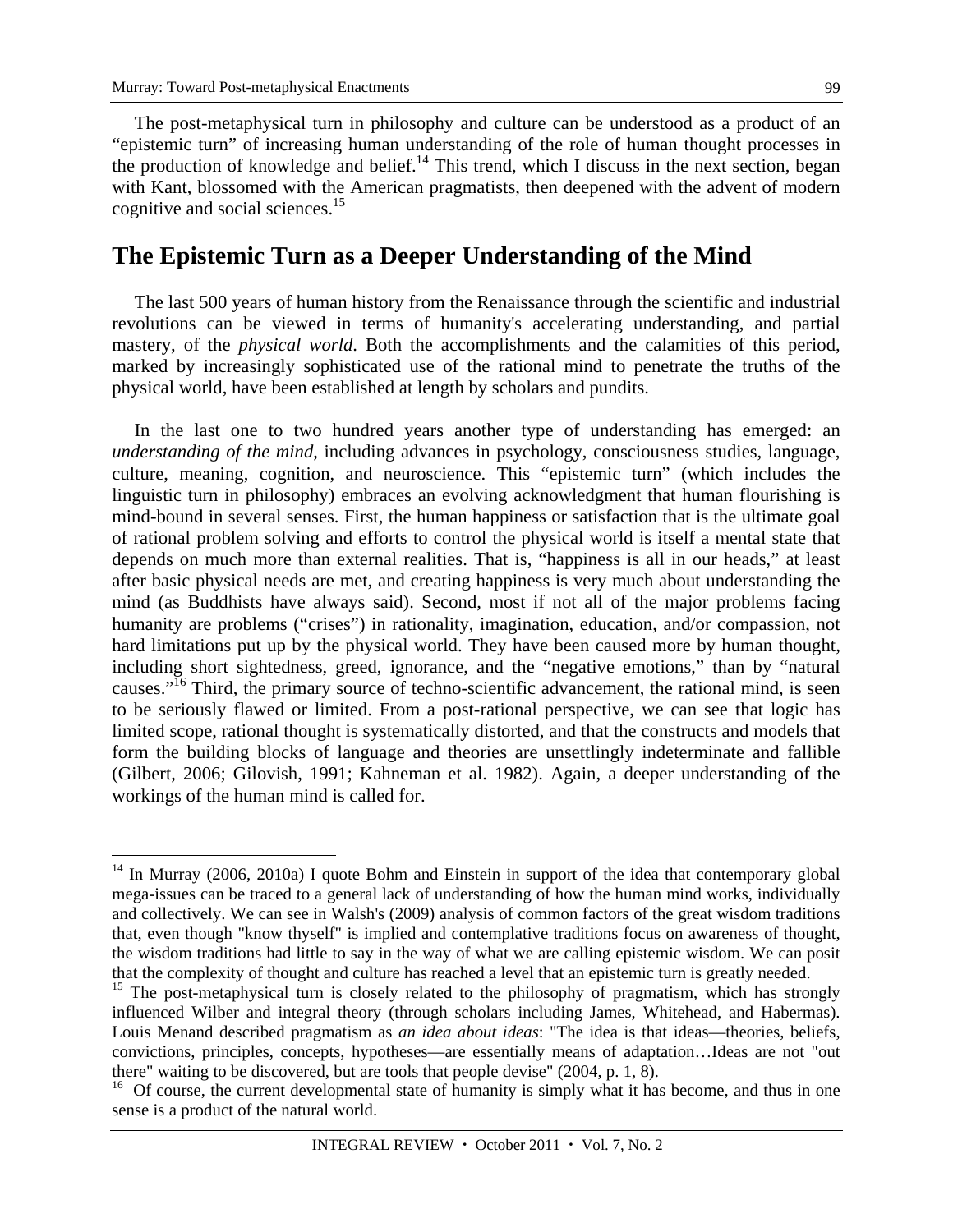The post-metaphysical turn in philosophy and culture can be understood as a product of an "epistemic turn" of increasing human understanding of the role of human thought processes in the production of knowledge and belief.[14] This trend, which I discuss in the next section, began with Kant, blossomed with the American pragmatists, then deepened with the advent of modern cognitive and social sciences.[15]

## The Epistemic Turn as a Deeper Understanding of the Mind

The last 500 years of human history from the Renaissance through the scientific and industrial revolutions can be viewed in terms of humanity's accelerating understanding, and partial mastery, of the *physical world*. Both the accomplishments and the calamities of this period, marked by increasingly sophisticated use of the rational mind to penetrate the truths of the physical world, have been established at length by scholars and pundits.

In the last one to two hundred years another type of understanding has emerged: an *understanding of the mind*, including advances in psychology, consciousness studies, language, culture, meaning, cognition, and neuroscience. This "epistemic turn" (which includes the linguistic turn in philosophy) embraces an evolving acknowledgment that human flourishing is mind-bound in several senses. First, the human happiness or satisfaction that is the ultimate goal of rational problem solving and efforts to control the physical world is itself a mental state that depends on much more than external realities. That is, "happiness is all in our heads," at least after basic physical needs are met, and creating happiness is very much about understanding the mind (as Buddhists have always said). Second, most if not all of the major problems facing humanity are problems ("crises") in rationality, imagination, education, and/or compassion, not hard limitations put up by the physical world. They have been caused more by human thought, including short sightedness, greed, ignorance, and the "negative emotions," than by "natural causes."[16] Third, the primary source of techno-scientific advancement, the rational mind, is seen to be seriously flawed or limited. From a post-rational perspective, we can see that logic has limited scope, rational thought is systematically distorted, and that the constructs and models that form the building blocks of language and theories are unsettlingly indeterminate and fallible (Gilbert, 2006; Gilovish, 1991; Kahneman et al. 1982). Again, a deeper understanding of the workings of the human mind is called for.

---

[14] In Murray (2006, 2010a) I quote Bohm and Einstein in support of the idea that contemporary global mega-issues can be traced to a general lack of understanding of how the human mind works, individually and collectively. We can see in Walsh's (2009) analysis of common factors of the great wisdom traditions that, even though "know thyself" is implied and contemplative traditions focus on awareness of thought, the wisdom traditions had little to say in the way of what we are calling epistemic wisdom. We can posit that the complexity of thought and culture has reached a level that an epistemic turn is greatly needed.

[15] The post-metaphysical turn is closely related to the philosophy of pragmatism, which has strongly influenced Wilber and integral theory (through scholars including James, Whitehead, and Habermas). Louis Menand described pragmatism as *an idea about ideas*: "The idea is that ideas—theories, beliefs, convictions, principles, concepts, hypotheses—are essentially means of adaptation…Ideas are not "out there" waiting to be discovered, but are tools that people devise" (2004, p. 1, 8).

[16] Of course, the current developmental state of humanity is simply what it has become, and thus in one sense is a product of the natural world.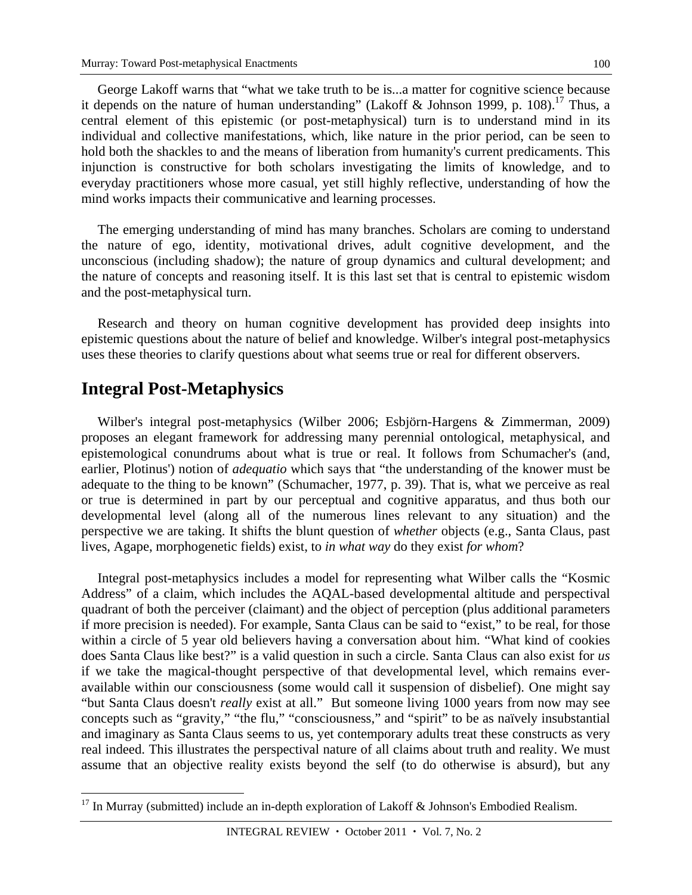George Lakoff warns that "what we take truth to be is...a matter for cognitive science because it depends on the nature of human understanding" (Lakoff & Johnson 1999, p. 108).[17] Thus, a central element of this epistemic (or post-metaphysical) turn is to understand mind in its individual and collective manifestations, which, like nature in the prior period, can be seen to hold both the shackles to and the means of liberation from humanity's current predicaments. This injunction is constructive for both scholars investigating the limits of knowledge, and to everyday practitioners whose more casual, yet still highly reflective, understanding of how the mind works impacts their communicative and learning processes.

The emerging understanding of mind has many branches. Scholars are coming to understand the nature of ego, identity, motivational drives, adult cognitive development, and the unconscious (including shadow); the nature of group dynamics and cultural development; and the nature of concepts and reasoning itself. It is this last set that is central to epistemic wisdom and the post-metaphysical turn.

Research and theory on human cognitive development has provided deep insights into epistemic questions about the nature of belief and knowledge. Wilber's integral post-metaphysics uses these theories to clarify questions about what seems true or real for different observers.

## Integral Post-Metaphysics

Wilber's integral post-metaphysics (Wilber 2006; Esbjörn-Hargens & Zimmerman, 2009) proposes an elegant framework for addressing many perennial ontological, metaphysical, and epistemological conundrums about what is true or real. It follows from Schumacher's (and, earlier, Plotinus') notion of *adequatio* which says that "the understanding of the knower must be adequate to the thing to be known" (Schumacher, 1977, p. 39). That is, what we perceive as real or true is determined in part by our perceptual and cognitive apparatus, and thus both our developmental level (along all of the numerous lines relevant to any situation) and the perspective we are taking. It shifts the blunt question of *whether* objects (e.g., Santa Claus, past lives, Agape, morphogenetic fields) exist, to *in what way* do they exist *for whom*?

Integral post-metaphysics includes a model for representing what Wilber calls the "Kosmic Address" of a claim, which includes the AQAL-based developmental altitude and perspectival quadrant of both the perceiver (claimant) and the object of perception (plus additional parameters if more precision is needed). For example, Santa Claus can be said to "exist," to be real, for those within a circle of 5 year old believers having a conversation about him. "What kind of cookies does Santa Claus like best?" is a valid question in such a circle. Santa Claus can also exist for *us* if we take the magical-thought perspective of that developmental level, which remains ever-available within our consciousness (some would call it suspension of disbelief). One might say "but Santa Claus doesn't *really* exist at all." But someone living 1000 years from now may see concepts such as "gravity," "the flu," "consciousness," and "spirit" to be as naïvely insubstantial and imaginary as Santa Claus seems to us, yet contemporary adults treat these constructs as very real indeed. This illustrates the perspectival nature of all claims about truth and reality. We must assume that an objective reality exists beyond the self (to do otherwise is absurd), but any

[17] In Murray (submitted) include an in-depth exploration of Lakoff & Johnson's Embodied Realism.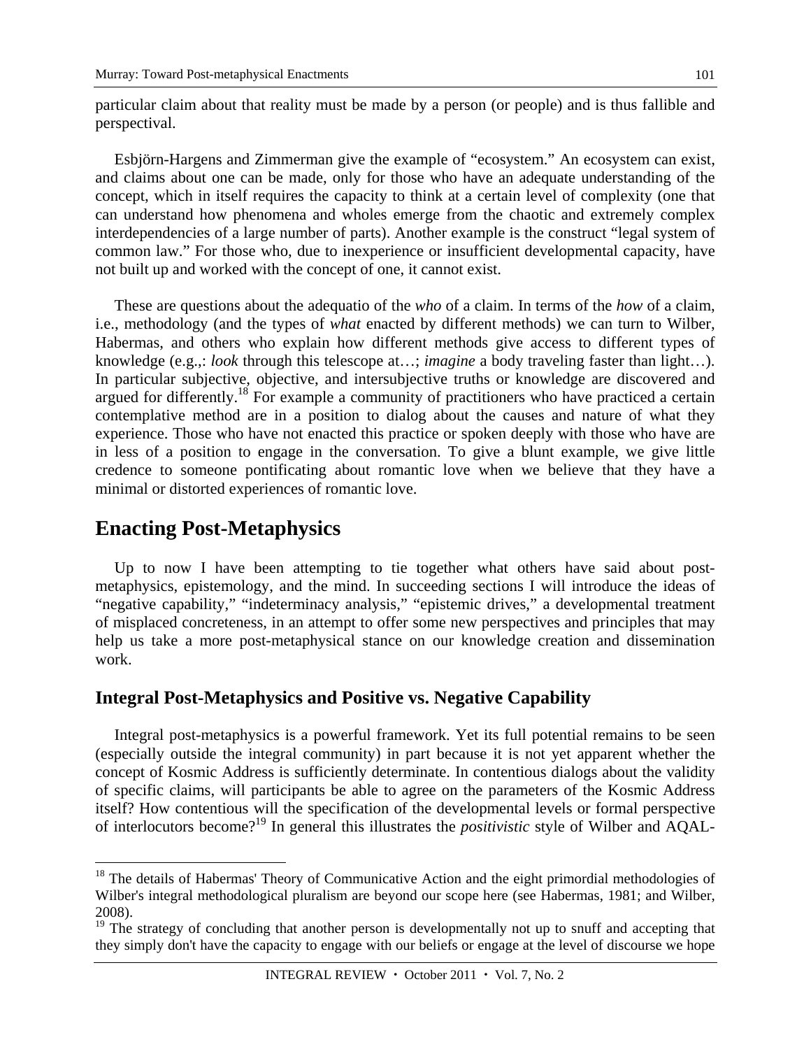particular claim about that reality must be made by a person (or people) and is thus fallible and perspectival.

Esbjörn-Hargens and Zimmerman give the example of "ecosystem." An ecosystem can exist, and claims about one can be made, only for those who have an adequate understanding of the concept, which in itself requires the capacity to think at a certain level of complexity (one that can understand how phenomena and wholes emerge from the chaotic and extremely complex interdependencies of a large number of parts). Another example is the construct "legal system of common law." For those who, due to inexperience or insufficient developmental capacity, have not built up and worked with the concept of one, it cannot exist.

These are questions about the adequatio of the *who* of a claim. In terms of the *how* of a claim, i.e., methodology (and the types of *what* enacted by different methods) we can turn to Wilber, Habermas, and others who explain how different methods give access to different types of knowledge (e.g.,: *look* through this telescope at…; *imagine* a body traveling faster than light…). In particular subjective, objective, and intersubjective truths or knowledge are discovered and argued for differently.[18] For example a community of practitioners who have practiced a certain contemplative method are in a position to dialog about the causes and nature of what they experience. Those who have not enacted this practice or spoken deeply with those who have are in less of a position to engage in the conversation. To give a blunt example, we give little credence to someone pontificating about romantic love when we believe that they have a minimal or distorted experiences of romantic love.

## Enacting Post-Metaphysics

Up to now I have been attempting to tie together what others have said about post-metaphysics, epistemology, and the mind. In succeeding sections I will introduce the ideas of "negative capability," "indeterminacy analysis," "epistemic drives," a developmental treatment of misplaced concreteness, in an attempt to offer some new perspectives and principles that may help us take a more post-metaphysical stance on our knowledge creation and dissemination work.

### Integral Post-Metaphysics and Positive vs. Negative Capability

Integral post-metaphysics is a powerful framework. Yet its full potential remains to be seen (especially outside the integral community) in part because it is not yet apparent whether the concept of Kosmic Address is sufficiently determinate. In contentious dialogs about the validity of specific claims, will participants be able to agree on the parameters of the Kosmic Address itself? How contentious will the specification of the developmental levels or formal perspective of interlocutors become?[19] In general this illustrates the *positivistic* style of Wilber and AQAL-

---

[18] The details of Habermas' Theory of Communicative Action and the eight primordial methodologies of Wilber's integral methodological pluralism are beyond our scope here (see Habermas, 1981; and Wilber, 2008).

[19] The strategy of concluding that another person is developmentally not up to snuff and accepting that they simply don't have the capacity to engage with our beliefs or engage at the level of discourse we hope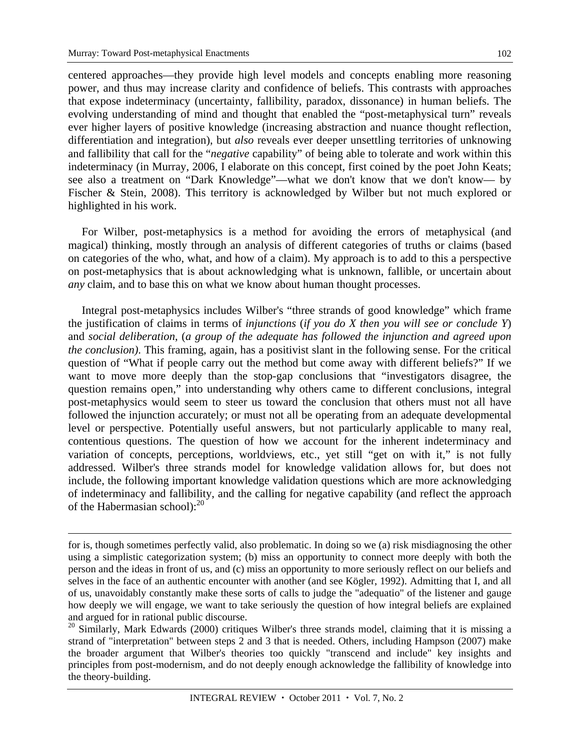centered approaches—they provide high level models and concepts enabling more reasoning power, and thus may increase clarity and confidence of beliefs. This contrasts with approaches that expose indeterminacy (uncertainty, fallibility, paradox, dissonance) in human beliefs. The evolving understanding of mind and thought that enabled the "post-metaphysical turn" reveals ever higher layers of positive knowledge (increasing abstraction and nuance thought reflection, differentiation and integration), but *also* reveals ever deeper unsettling territories of unknowing and fallibility that call for the "*negative* capability" of being able to tolerate and work within this indeterminacy (in Murray, 2006, I elaborate on this concept, first coined by the poet John Keats; see also a treatment on "Dark Knowledge"—what we don't know that we don't know— by Fischer & Stein, 2008). This territory is acknowledged by Wilber but not much explored or highlighted in his work.

For Wilber, post-metaphysics is a method for avoiding the errors of metaphysical (and magical) thinking, mostly through an analysis of different categories of truths or claims (based on categories of the who, what, and how of a claim). My approach is to add to this a perspective on post-metaphysics that is about acknowledging what is unknown, fallible, or uncertain about *any* claim, and to base this on what we know about human thought processes.

Integral post-metaphysics includes Wilber's "three strands of good knowledge" which frame the justification of claims in terms of *injunctions* (*if you do X then you will see or conclude Y*) and *social deliberation*, (*a group of the adequate has followed the injunction and agreed upon the conclusion)*. This framing, again, has a positivist slant in the following sense. For the critical question of "What if people carry out the method but come away with different beliefs?" If we want to move more deeply than the stop-gap conclusions that "investigators disagree, the question remains open," into understanding why others came to different conclusions, integral post-metaphysics would seem to steer us toward the conclusion that others must not all have followed the injunction accurately; or must not all be operating from an adequate developmental level or perspective. Potentially useful answers, but not particularly applicable to many real, contentious questions. The question of how we account for the inherent indeterminacy and variation of concepts, perceptions, worldviews, etc., yet still "get on with it," is not fully addressed. Wilber's three strands model for knowledge validation allows for, but does not include, the following important knowledge validation questions which are more acknowledging of indeterminacy and fallibility, and the calling for negative capability (and reflect the approach of the Habermasian school):[20]

---

for is, though sometimes perfectly valid, also problematic. In doing so we (a) risk misdiagnosing the other using a simplistic categorization system; (b) miss an opportunity to connect more deeply with both the person and the ideas in front of us, and (c) miss an opportunity to more seriously reflect on our beliefs and selves in the face of an authentic encounter with another (and see Kögler, 1992). Admitting that I, and all of us, unavoidably constantly make these sorts of calls to judge the "adequatio" of the listener and gauge how deeply we will engage, we want to take seriously the question of how integral beliefs are explained and argued for in rational public discourse.

[20] Similarly, Mark Edwards (2000) critiques Wilber's three strands model, claiming that it is missing a strand of "interpretation" between steps 2 and 3 that is needed. Others, including Hampson (2007) make the broader argument that Wilber's theories too quickly "transcend and include" key insights and principles from post-modernism, and do not deeply enough acknowledge the fallibility of knowledge into the theory-building.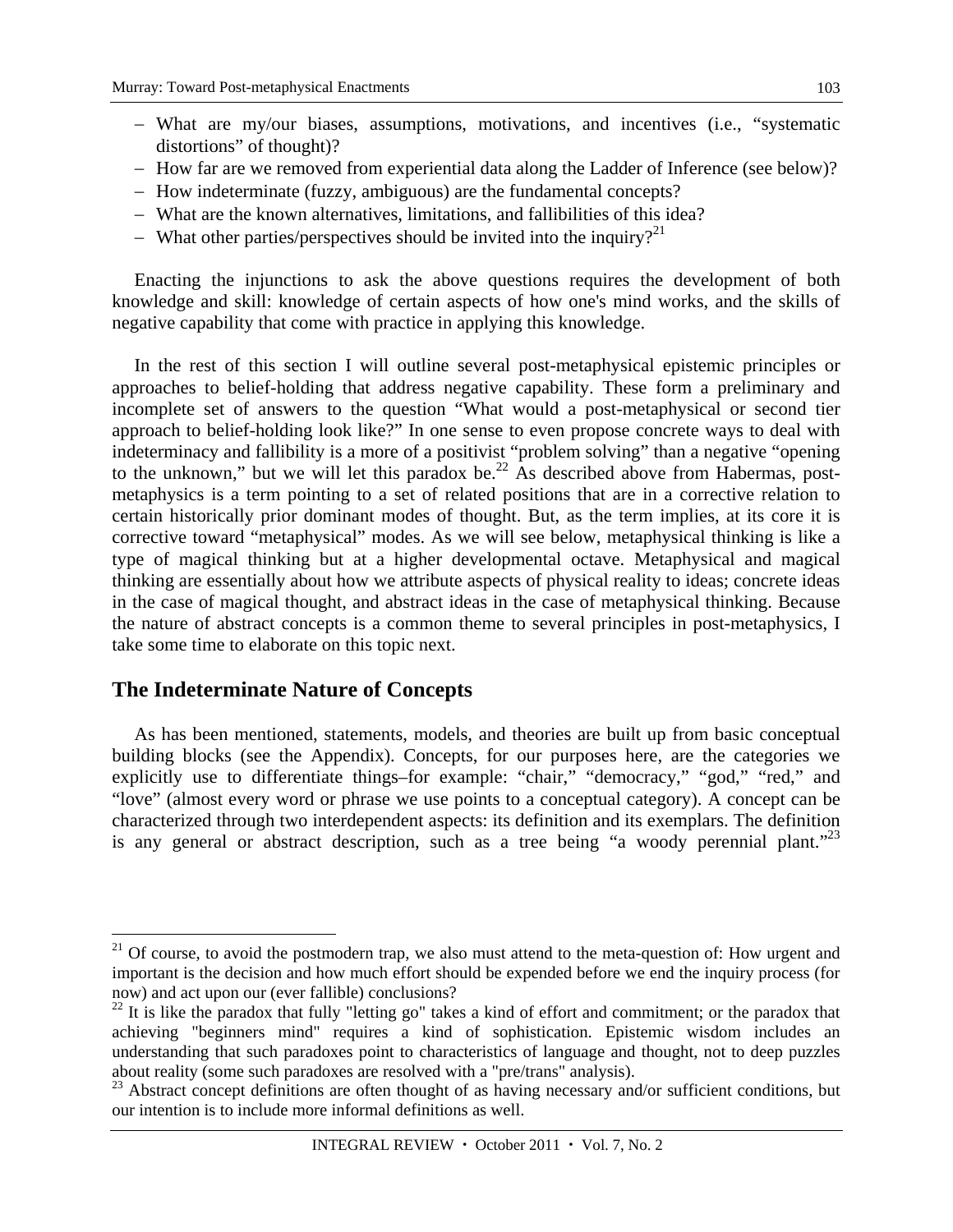- What are my/our biases, assumptions, motivations, and incentives (i.e., "systematic distortions" of thought)?
- How far are we removed from experiential data along the Ladder of Inference (see below)?
- How indeterminate (fuzzy, ambiguous) are the fundamental concepts?
- What are the known alternatives, limitations, and fallibilities of this idea?
- What other parties/perspectives should be invited into the inquiry?[21]

Enacting the injunctions to ask the above questions requires the development of both knowledge and skill: knowledge of certain aspects of how one's mind works, and the skills of negative capability that come with practice in applying this knowledge.

In the rest of this section I will outline several post-metaphysical epistemic principles or approaches to belief-holding that address negative capability. These form a preliminary and incomplete set of answers to the question "What would a post-metaphysical or second tier approach to belief-holding look like?" In one sense to even propose concrete ways to deal with indeterminacy and fallibility is a more of a positivist "problem solving" than a negative "opening to the unknown," but we will let this paradox be.[22] As described above from Habermas, post-metaphysics is a term pointing to a set of related positions that are in a corrective relation to certain historically prior dominant modes of thought. But, as the term implies, at its core it is corrective toward "metaphysical" modes. As we will see below, metaphysical thinking is like a type of magical thinking but at a higher developmental octave. Metaphysical and magical thinking are essentially about how we attribute aspects of physical reality to ideas; concrete ideas in the case of magical thought, and abstract ideas in the case of metaphysical thinking. Because the nature of abstract concepts is a common theme to several principles in post-metaphysics, I take some time to elaborate on this topic next.

## The Indeterminate Nature of Concepts

As has been mentioned, statements, models, and theories are built up from basic conceptual building blocks (see the Appendix). Concepts, for our purposes here, are the categories we explicitly use to differentiate things–for example: "chair," "democracy," "god," "red," and "love" (almost every word or phrase we use points to a conceptual category). A concept can be characterized through two interdependent aspects: its definition and its exemplars. The definition is any general or abstract description, such as a tree being "a woody perennial plant."[23]

---

[21] Of course, to avoid the postmodern trap, we also must attend to the meta-question of: How urgent and important is the decision and how much effort should be expended before we end the inquiry process (for now) and act upon our (ever fallible) conclusions?

[22] It is like the paradox that fully "letting go" takes a kind of effort and commitment; or the paradox that achieving "beginners mind" requires a kind of sophistication. Epistemic wisdom includes an understanding that such paradoxes point to characteristics of language and thought, not to deep puzzles about reality (some such paradoxes are resolved with a "pre/trans" analysis).

[23] Abstract concept definitions are often thought of as having necessary and/or sufficient conditions, but our intention is to include more informal definitions as well.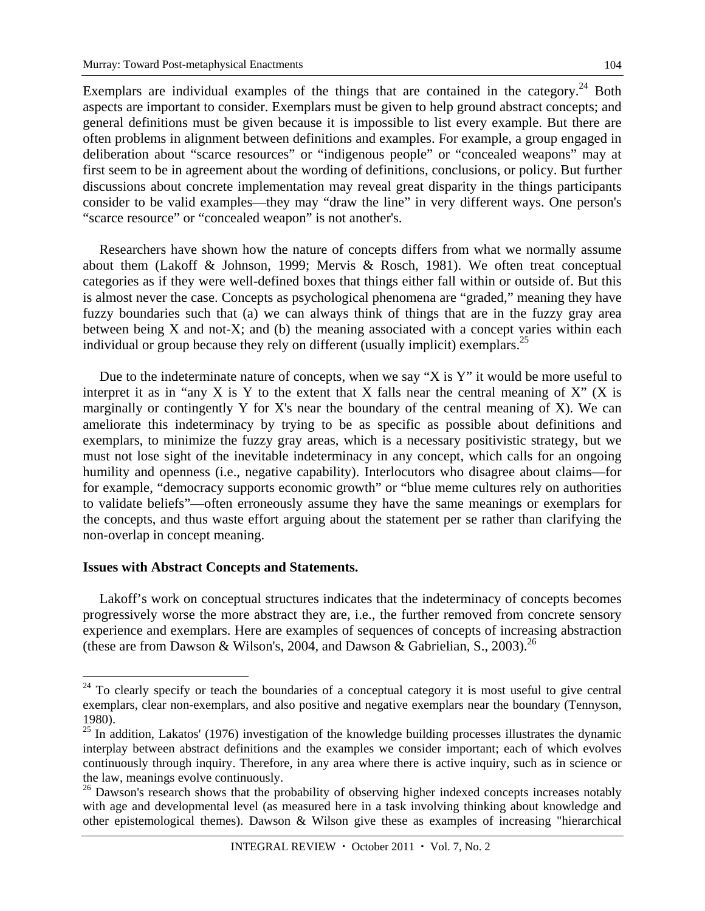Exemplars are individual examples of the things that are contained in the category.[24] Both aspects are important to consider. Exemplars must be given to help ground abstract concepts; and general definitions must be given because it is impossible to list every example. But there are often problems in alignment between definitions and examples. For example, a group engaged in deliberation about "scarce resources" or "indigenous people" or "concealed weapons" may at first seem to be in agreement about the wording of definitions, conclusions, or policy. But further discussions about concrete implementation may reveal great disparity in the things participants consider to be valid examples—they may "draw the line" in very different ways. One person's "scarce resource" or "concealed weapon" is not another's.

Researchers have shown how the nature of concepts differs from what we normally assume about them (Lakoff & Johnson, 1999; Mervis & Rosch, 1981). We often treat conceptual categories as if they were well-defined boxes that things either fall within or outside of. But this is almost never the case. Concepts as psychological phenomena are "graded," meaning they have fuzzy boundaries such that (a) we can always think of things that are in the fuzzy gray area between being X and not-X; and (b) the meaning associated with a concept varies within each individual or group because they rely on different (usually implicit) exemplars.[25]

Due to the indeterminate nature of concepts, when we say "X is Y" it would be more useful to interpret it as in "any X is Y to the extent that X falls near the central meaning of X" (X is marginally or contingently Y for X's near the boundary of the central meaning of X). We can ameliorate this indeterminacy by trying to be as specific as possible about definitions and exemplars, to minimize the fuzzy gray areas, which is a necessary positivistic strategy, but we must not lose sight of the inevitable indeterminacy in any concept, which calls for an ongoing humility and openness (i.e., negative capability). Interlocutors who disagree about claims—for for example, "democracy supports economic growth" or "blue meme cultures rely on authorities to validate beliefs"—often erroneously assume they have the same meanings or exemplars for the concepts, and thus waste effort arguing about the statement per se rather than clarifying the non-overlap in concept meaning.

**Issues with Abstract Concepts and Statements.**

Lakoff's work on conceptual structures indicates that the indeterminacy of concepts becomes progressively worse the more abstract they are, i.e., the further removed from concrete sensory experience and exemplars. Here are examples of sequences of concepts of increasing abstraction (these are from Dawson & Wilson's, 2004, and Dawson & Gabrielian, S., 2003).[26]

---

[24] To clearly specify or teach the boundaries of a conceptual category it is most useful to give central exemplars, clear non-exemplars, and also positive and negative exemplars near the boundary (Tennyson, 1980).

[25] In addition, Lakatos' (1976) investigation of the knowledge building processes illustrates the dynamic interplay between abstract definitions and the examples we consider important; each of which evolves continuously through inquiry. Therefore, in any area where there is active inquiry, such as in science or the law, meanings evolve continuously.

[26] Dawson's research shows that the probability of observing higher indexed concepts increases notably with age and developmental level (as measured here in a task involving thinking about knowledge and other epistemological themes). Dawson & Wilson give these as examples of increasing "hierarchical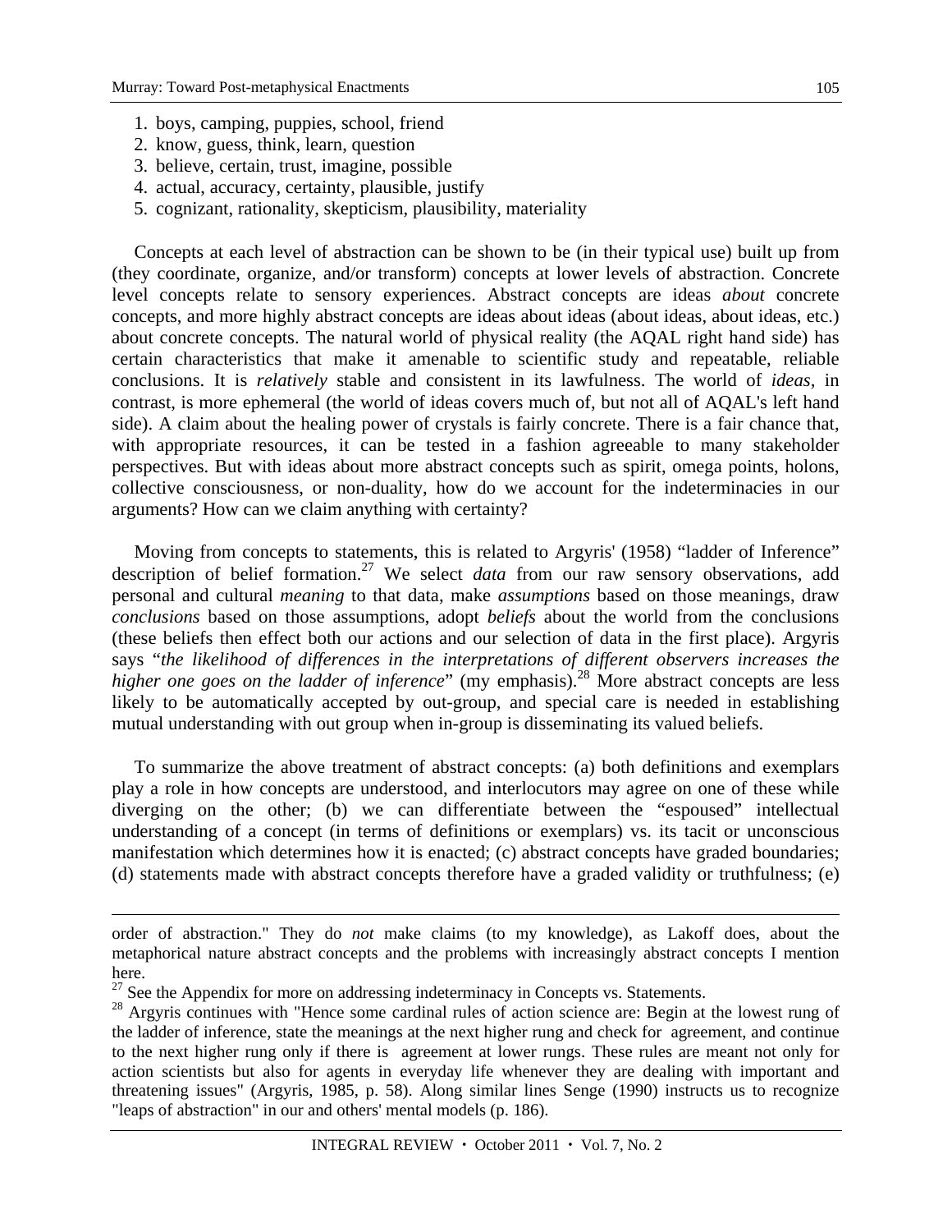1. boys, camping, puppies, school, friend
2. know, guess, think, learn, question
3. believe, certain, trust, imagine, possible
4. actual, accuracy, certainty, plausible, justify
5. cognizant, rationality, skepticism, plausibility, materiality

Concepts at each level of abstraction can be shown to be (in their typical use) built up from (they coordinate, organize, and/or transform) concepts at lower levels of abstraction. Concrete level concepts relate to sensory experiences. Abstract concepts are ideas *about* concrete concepts, and more highly abstract concepts are ideas about ideas (about ideas, about ideas, etc.) about concrete concepts. The natural world of physical reality (the AQAL right hand side) has certain characteristics that make it amenable to scientific study and repeatable, reliable conclusions. It is *relatively* stable and consistent in its lawfulness. The world of *ideas*, in contrast, is more ephemeral (the world of ideas covers much of, but not all of AQAL's left hand side). A claim about the healing power of crystals is fairly concrete. There is a fair chance that, with appropriate resources, it can be tested in a fashion agreeable to many stakeholder perspectives. But with ideas about more abstract concepts such as spirit, omega points, holons, collective consciousness, or non-duality, how do we account for the indeterminacies in our arguments? How can we claim anything with certainty?

Moving from concepts to statements, this is related to Argyris' (1958) "ladder of Inference" description of belief formation.[27] We select *data* from our raw sensory observations, add personal and cultural *meaning* to that data, make *assumptions* based on those meanings, draw *conclusions* based on those assumptions, adopt *beliefs* about the world from the conclusions (these beliefs then effect both our actions and our selection of data in the first place). Argyris says "*the likelihood of differences in the interpretations of different observers increases the higher one goes on the ladder of inference*" (my emphasis).[28] More abstract concepts are less likely to be automatically accepted by out-group, and special care is needed in establishing mutual understanding with out group when in-group is disseminating its valued beliefs.

To summarize the above treatment of abstract concepts: (a) both definitions and exemplars play a role in how concepts are understood, and interlocutors may agree on one of these while diverging on the other; (b) we can differentiate between the "espoused" intellectual understanding of a concept (in terms of definitions or exemplars) vs. its tacit or unconscious manifestation which determines how it is enacted; (c) abstract concepts have graded boundaries; (d) statements made with abstract concepts therefore have a graded validity or truthfulness; (e)

---

order of abstraction." They do *not* make claims (to my knowledge), as Lakoff does, about the metaphorical nature abstract concepts and the problems with increasingly abstract concepts I mention here.

[27] See the Appendix for more on addressing indeterminacy in Concepts vs. Statements.

[28] Argyris continues with "Hence some cardinal rules of action science are: Begin at the lowest rung of the ladder of inference, state the meanings at the next higher rung and check for agreement, and continue to the next higher rung only if there is agreement at lower rungs. These rules are meant not only for action scientists but also for agents in everyday life whenever they are dealing with important and threatening issues" (Argyris, 1985, p. 58). Along similar lines Senge (1990) instructs us to recognize "leaps of abstraction" in our and others' mental models (p. 186).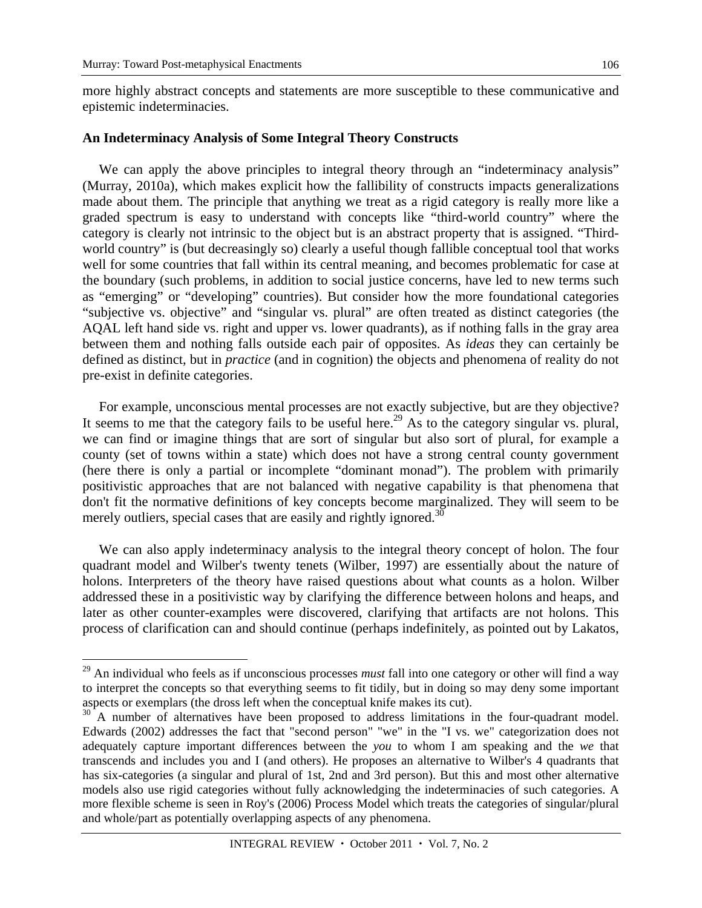more highly abstract concepts and statements are more susceptible to these communicative and epistemic indeterminacies.

### An Indeterminacy Analysis of Some Integral Theory Constructs

We can apply the above principles to integral theory through an "indeterminacy analysis" (Murray, 2010a), which makes explicit how the fallibility of constructs impacts generalizations made about them. The principle that anything we treat as a rigid category is really more like a graded spectrum is easy to understand with concepts like "third-world country" where the category is clearly not intrinsic to the object but is an abstract property that is assigned. "Third-world country" is (but decreasingly so) clearly a useful though fallible conceptual tool that works well for some countries that fall within its central meaning, and becomes problematic for case at the boundary (such problems, in addition to social justice concerns, have led to new terms such as "emerging" or "developing" countries). But consider how the more foundational categories "subjective vs. objective" and "singular vs. plural" are often treated as distinct categories (the AQAL left hand side vs. right and upper vs. lower quadrants), as if nothing falls in the gray area between them and nothing falls outside each pair of opposites. As *ideas* they can certainly be defined as distinct, but in *practice* (and in cognition) the objects and phenomena of reality do not pre-exist in definite categories.

For example, unconscious mental processes are not exactly subjective, but are they objective? It seems to me that the category fails to be useful here.[29] As to the category singular vs. plural, we can find or imagine things that are sort of singular but also sort of plural, for example a county (set of towns within a state) which does not have a strong central county government (here there is only a partial or incomplete "dominant monad"). The problem with primarily positivistic approaches that are not balanced with negative capability is that phenomena that don't fit the normative definitions of key concepts become marginalized. They will seem to be merely outliers, special cases that are easily and rightly ignored.[30]

We can also apply indeterminacy analysis to the integral theory concept of holon. The four quadrant model and Wilber's twenty tenets (Wilber, 1997) are essentially about the nature of holons. Interpreters of the theory have raised questions about what counts as a holon. Wilber addressed these in a positivistic way by clarifying the difference between holons and heaps, and later as other counter-examples were discovered, clarifying that artifacts are not holons. This process of clarification can and should continue (perhaps indefinitely, as pointed out by Lakatos,

---

[29] An individual who feels as if unconscious processes *must* fall into one category or other will find a way to interpret the concepts so that everything seems to fit tidily, but in doing so may deny some important aspects or exemplars (the dross left when the conceptual knife makes its cut).

[30] A number of alternatives have been proposed to address limitations in the four-quadrant model. Edwards (2002) addresses the fact that "second person" "we" in the "I vs. we" categorization does not adequately capture important differences between the *you* to whom I am speaking and the *we* that transcends and includes you and I (and others). He proposes an alternative to Wilber's 4 quadrants that has six-categories (a singular and plural of 1st, 2nd and 3rd person). But this and most other alternative models also use rigid categories without fully acknowledging the indeterminacies of such categories. A more flexible scheme is seen in Roy's (2006) Process Model which treats the categories of singular/plural and whole/part as potentially overlapping aspects of any phenomena.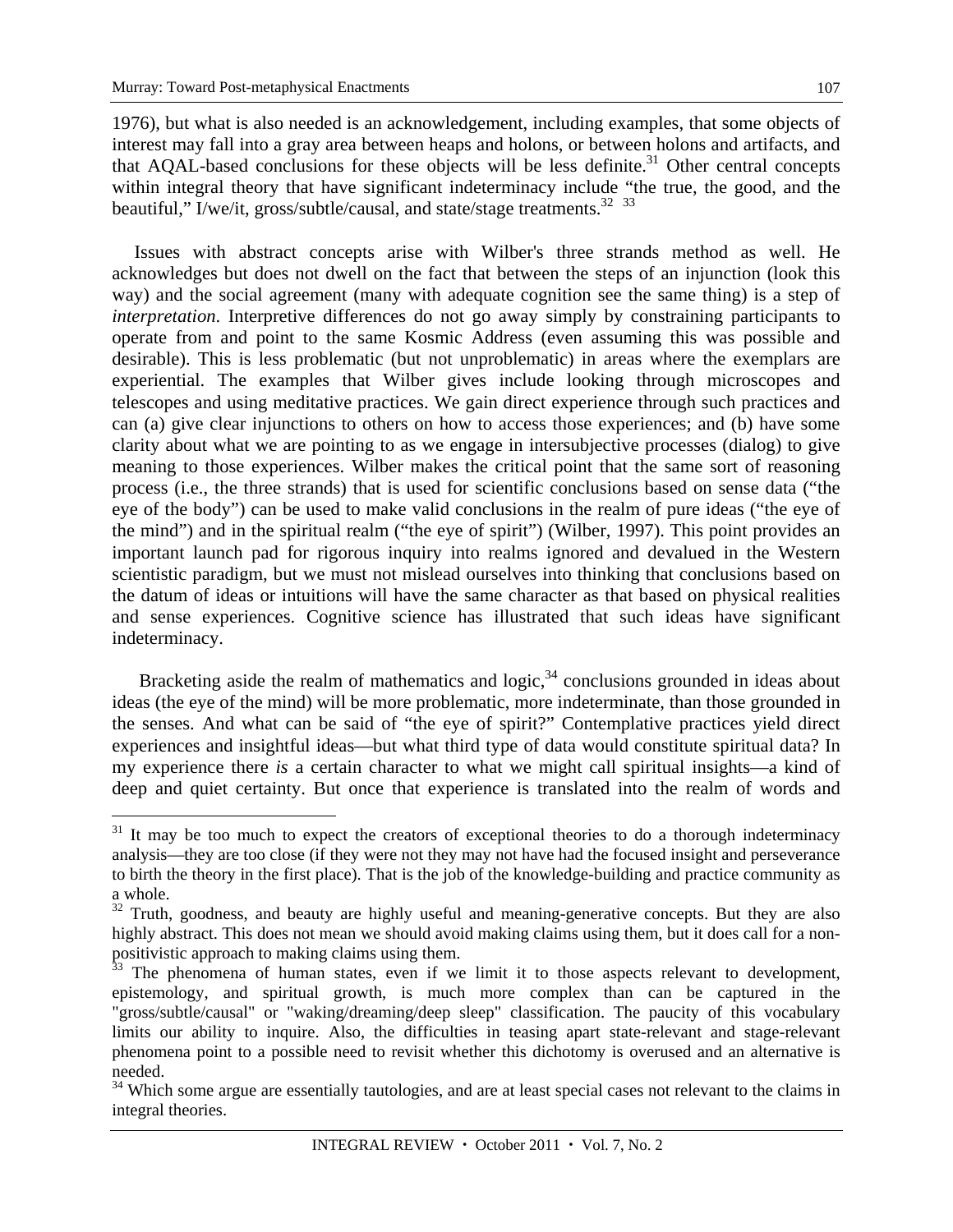1976), but what is also needed is an acknowledgement, including examples, that some objects of interest may fall into a gray area between heaps and holons, or between holons and artifacts, and that AQAL-based conclusions for these objects will be less definite.[31] Other central concepts within integral theory that have significant indeterminacy include "the true, the good, and the beautiful," I/we/it, gross/subtle/causal, and state/stage treatments.[32] [33]

Issues with abstract concepts arise with Wilber's three strands method as well. He acknowledges but does not dwell on the fact that between the steps of an injunction (look this way) and the social agreement (many with adequate cognition see the same thing) is a step of *interpretation*. Interpretive differences do not go away simply by constraining participants to operate from and point to the same Kosmic Address (even assuming this was possible and desirable). This is less problematic (but not unproblematic) in areas where the exemplars are experiential. The examples that Wilber gives include looking through microscopes and telescopes and using meditative practices. We gain direct experience through such practices and can (a) give clear injunctions to others on how to access those experiences; and (b) have some clarity about what we are pointing to as we engage in intersubjective processes (dialog) to give meaning to those experiences. Wilber makes the critical point that the same sort of reasoning process (i.e., the three strands) that is used for scientific conclusions based on sense data ("the eye of the body") can be used to make valid conclusions in the realm of pure ideas ("the eye of the mind") and in the spiritual realm ("the eye of spirit") (Wilber, 1997). This point provides an important launch pad for rigorous inquiry into realms ignored and devalued in the Western scientistic paradigm, but we must not mislead ourselves into thinking that conclusions based on the datum of ideas or intuitions will have the same character as that based on physical realities and sense experiences. Cognitive science has illustrated that such ideas have significant indeterminacy.

Bracketing aside the realm of mathematics and logic,[34] conclusions grounded in ideas about ideas (the eye of the mind) will be more problematic, more indeterminate, than those grounded in the senses. And what can be said of "the eye of spirit?" Contemplative practices yield direct experiences and insightful ideas—but what third type of data would constitute spiritual data? In my experience there *is* a certain character to what we might call spiritual insights—a kind of deep and quiet certainty. But once that experience is translated into the realm of words and

---

[31] It may be too much to expect the creators of exceptional theories to do a thorough indeterminacy analysis—they are too close (if they were not they may not have had the focused insight and perseverance to birth the theory in the first place). That is the job of the knowledge-building and practice community as a whole.

[32] Truth, goodness, and beauty are highly useful and meaning-generative concepts. But they are also highly abstract. This does not mean we should avoid making claims using them, but it does call for a non-positivistic approach to making claims using them.

[33] The phenomena of human states, even if we limit it to those aspects relevant to development, epistemology, and spiritual growth, is much more complex than can be captured in the "gross/subtle/causal" or "waking/dreaming/deep sleep" classification. The paucity of this vocabulary limits our ability to inquire. Also, the difficulties in teasing apart state-relevant and stage-relevant phenomena point to a possible need to revisit whether this dichotomy is overused and an alternative is needed.

[34] Which some argue are essentially tautologies, and are at least special cases not relevant to the claims in integral theories.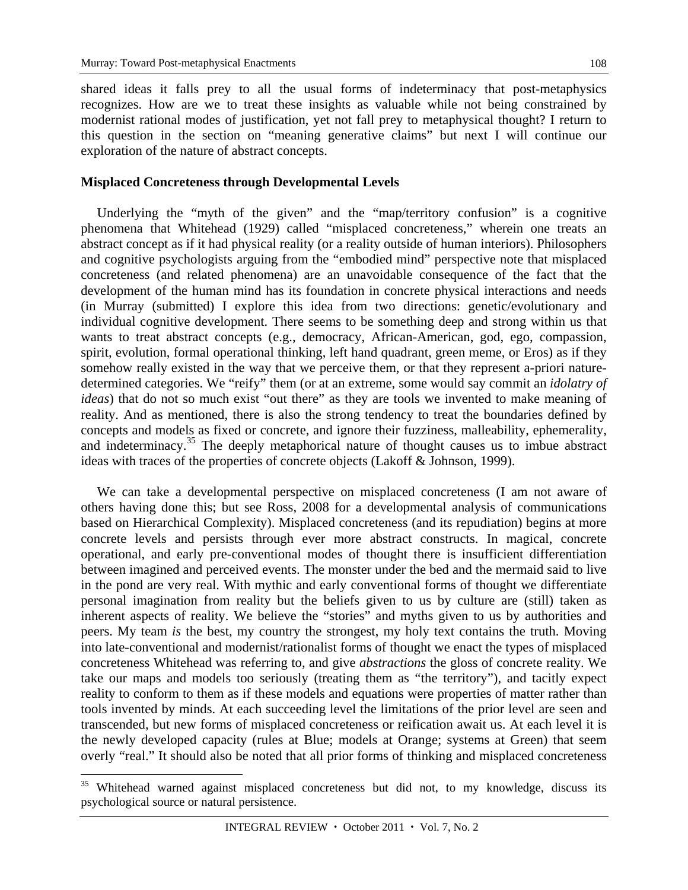shared ideas it falls prey to all the usual forms of indeterminacy that post-metaphysics recognizes. How are we to treat these insights as valuable while not being constrained by modernist rational modes of justification, yet not fall prey to metaphysical thought? I return to this question in the section on "meaning generative claims" but next I will continue our exploration of the nature of abstract concepts.

**Misplaced Concreteness through Developmental Levels**

Underlying the "myth of the given" and the "map/territory confusion" is a cognitive phenomena that Whitehead (1929) called "misplaced concreteness," wherein one treats an abstract concept as if it had physical reality (or a reality outside of human interiors). Philosophers and cognitive psychologists arguing from the "embodied mind" perspective note that misplaced concreteness (and related phenomena) are an unavoidable consequence of the fact that the development of the human mind has its foundation in concrete physical interactions and needs (in Murray (submitted) I explore this idea from two directions: genetic/evolutionary and individual cognitive development. There seems to be something deep and strong within us that wants to treat abstract concepts (e.g., democracy, African-American, god, ego, compassion, spirit, evolution, formal operational thinking, left hand quadrant, green meme, or Eros) as if they somehow really existed in the way that we perceive them, or that they represent a-priori nature-determined categories. We "reify" them (or at an extreme, some would say commit an *idolatry of ideas*) that do not so much exist "out there" as they are tools we invented to make meaning of reality. And as mentioned, there is also the strong tendency to treat the boundaries defined by concepts and models as fixed or concrete, and ignore their fuzziness, malleability, ephemerality, and indeterminacy.[35] The deeply metaphorical nature of thought causes us to imbue abstract ideas with traces of the properties of concrete objects (Lakoff & Johnson, 1999).

We can take a developmental perspective on misplaced concreteness (I am not aware of others having done this; but see Ross, 2008 for a developmental analysis of communications based on Hierarchical Complexity). Misplaced concreteness (and its repudiation) begins at more concrete levels and persists through ever more abstract constructs. In magical, concrete operational, and early pre-conventional modes of thought there is insufficient differentiation between imagined and perceived events. The monster under the bed and the mermaid said to live in the pond are very real. With mythic and early conventional forms of thought we differentiate personal imagination from reality but the beliefs given to us by culture are (still) taken as inherent aspects of reality. We believe the "stories" and myths given to us by authorities and peers. My team *is* the best, my country the strongest, my holy text contains the truth. Moving into late-conventional and modernist/rationalist forms of thought we enact the types of misplaced concreteness Whitehead was referring to, and give *abstractions* the gloss of concrete reality. We take our maps and models too seriously (treating them as "the territory"), and tacitly expect reality to conform to them as if these models and equations were properties of matter rather than tools invented by minds. At each succeeding level the limitations of the prior level are seen and transcended, but new forms of misplaced concreteness or reification await us. At each level it is the newly developed capacity (rules at Blue; models at Orange; systems at Green) that seem overly "real." It should also be noted that all prior forms of thinking and misplaced concreteness

---

[35] Whitehead warned against misplaced concreteness but did not, to my knowledge, discuss its psychological source or natural persistence.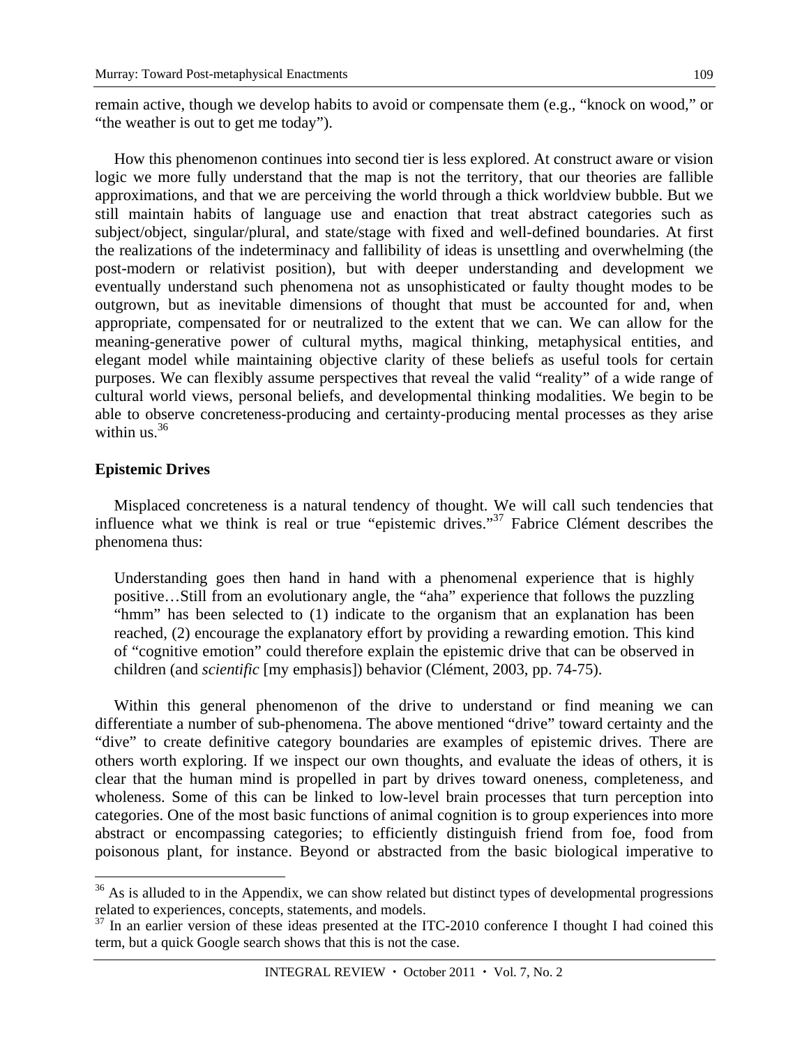remain active, though we develop habits to avoid or compensate them (e.g., "knock on wood," or "the weather is out to get me today").

How this phenomenon continues into second tier is less explored. At construct aware or vision logic we more fully understand that the map is not the territory, that our theories are fallible approximations, and that we are perceiving the world through a thick worldview bubble. But we still maintain habits of language use and enaction that treat abstract categories such as subject/object, singular/plural, and state/stage with fixed and well-defined boundaries. At first the realizations of the indeterminacy and fallibility of ideas is unsettling and overwhelming (the post-modern or relativist position), but with deeper understanding and development we eventually understand such phenomena not as unsophisticated or faulty thought modes to be outgrown, but as inevitable dimensions of thought that must be accounted for and, when appropriate, compensated for or neutralized to the extent that we can. We can allow for the meaning-generative power of cultural myths, magical thinking, metaphysical entities, and elegant model while maintaining objective clarity of these beliefs as useful tools for certain purposes. We can flexibly assume perspectives that reveal the valid "reality" of a wide range of cultural world views, personal beliefs, and developmental thinking modalities. We begin to be able to observe concreteness-producing and certainty-producing mental processes as they arise within us.[36]

### Epistemic Drives

Misplaced concreteness is a natural tendency of thought. We will call such tendencies that influence what we think is real or true "epistemic drives."[37] Fabrice Clément describes the phenomena thus:

> Understanding goes then hand in hand with a phenomenal experience that is highly positive…Still from an evolutionary angle, the "aha" experience that follows the puzzling "hmm" has been selected to (1) indicate to the organism that an explanation has been reached, (2) encourage the explanatory effort by providing a rewarding emotion. This kind of "cognitive emotion" could therefore explain the epistemic drive that can be observed in children (and *scientific* [my emphasis]) behavior (Clément, 2003, pp. 74-75).

Within this general phenomenon of the drive to understand or find meaning we can differentiate a number of sub-phenomena. The above mentioned "drive" toward certainty and the "dive" to create definitive category boundaries are examples of epistemic drives. There are others worth exploring. If we inspect our own thoughts, and evaluate the ideas of others, it is clear that the human mind is propelled in part by drives toward oneness, completeness, and wholeness. Some of this can be linked to low-level brain processes that turn perception into categories. One of the most basic functions of animal cognition is to group experiences into more abstract or encompassing categories; to efficiently distinguish friend from foe, food from poisonous plant, for instance. Beyond or abstracted from the basic biological imperative to

---

[36] As is alluded to in the Appendix, we can show related but distinct types of developmental progressions related to experiences, concepts, statements, and models.

[37] In an earlier version of these ideas presented at the ITC-2010 conference I thought I had coined this term, but a quick Google search shows that this is not the case.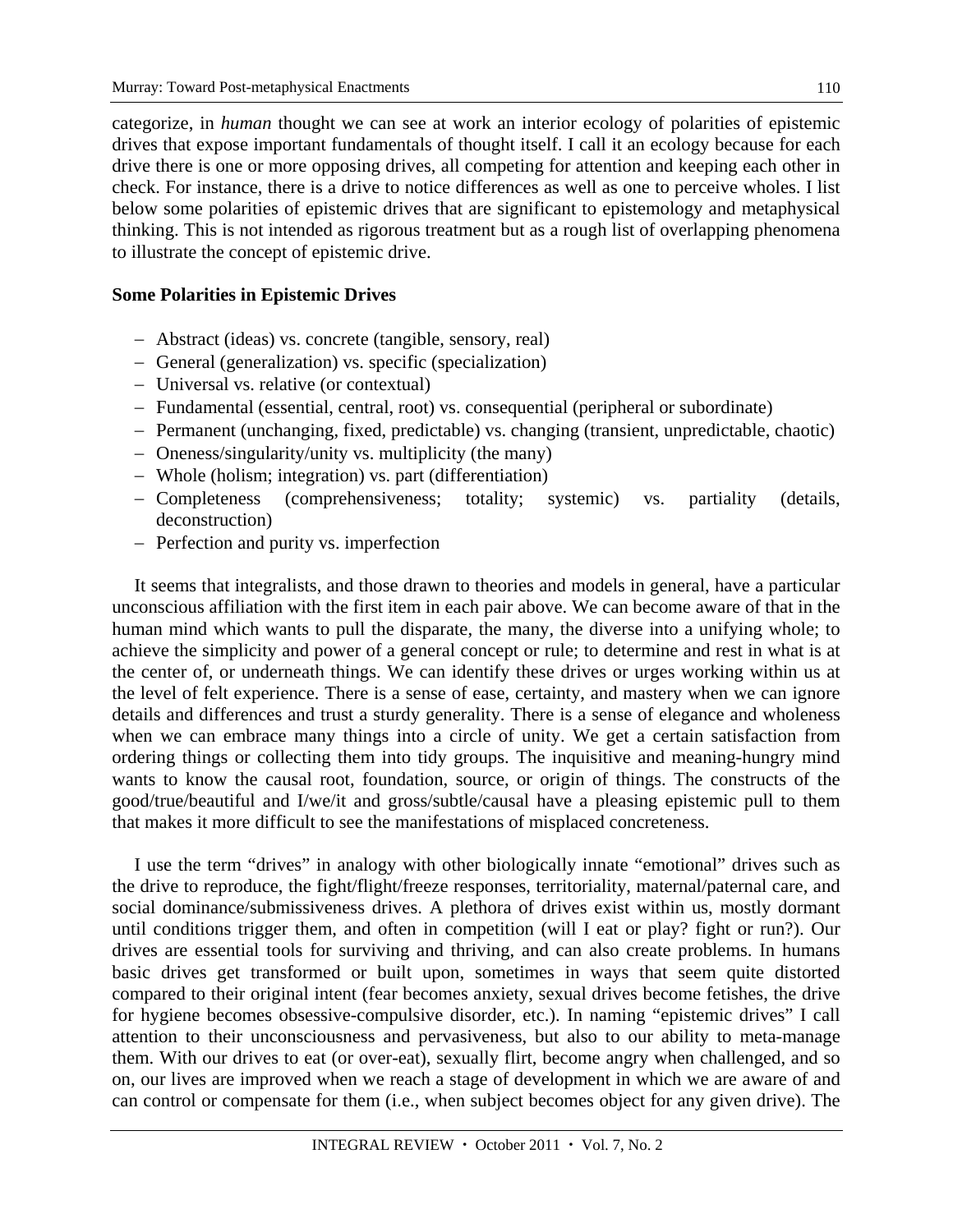categorize, in *human* thought we can see at work an interior ecology of polarities of epistemic drives that expose important fundamentals of thought itself. I call it an ecology because for each drive there is one or more opposing drives, all competing for attention and keeping each other in check. For instance, there is a drive to notice differences as well as one to perceive wholes. I list below some polarities of epistemic drives that are significant to epistemology and metaphysical thinking. This is not intended as rigorous treatment but as a rough list of overlapping phenomena to illustrate the concept of epistemic drive.

**Some Polarities in Epistemic Drives**

- Abstract (ideas) vs. concrete (tangible, sensory, real)
- General (generalization) vs. specific (specialization)
- Universal vs. relative (or contextual)
- Fundamental (essential, central, root) vs. consequential (peripheral or subordinate)
- Permanent (unchanging, fixed, predictable) vs. changing (transient, unpredictable, chaotic)
- Oneness/singularity/unity vs. multiplicity (the many)
- Whole (holism; integration) vs. part (differentiation)
- Completeness (comprehensiveness; totality; systemic) vs. partiality (details, deconstruction)
- Perfection and purity vs. imperfection

It seems that integralists, and those drawn to theories and models in general, have a particular unconscious affiliation with the first item in each pair above. We can become aware of that in the human mind which wants to pull the disparate, the many, the diverse into a unifying whole; to achieve the simplicity and power of a general concept or rule; to determine and rest in what is at the center of, or underneath things. We can identify these drives or urges working within us at the level of felt experience. There is a sense of ease, certainty, and mastery when we can ignore details and differences and trust a sturdy generality. There is a sense of elegance and wholeness when we can embrace many things into a circle of unity. We get a certain satisfaction from ordering things or collecting them into tidy groups. The inquisitive and meaning-hungry mind wants to know the causal root, foundation, source, or origin of things. The constructs of the good/true/beautiful and I/we/it and gross/subtle/causal have a pleasing epistemic pull to them that makes it more difficult to see the manifestations of misplaced concreteness.

I use the term "drives" in analogy with other biologically innate "emotional" drives such as the drive to reproduce, the fight/flight/freeze responses, territoriality, maternal/paternal care, and social dominance/submissiveness drives. A plethora of drives exist within us, mostly dormant until conditions trigger them, and often in competition (will I eat or play? fight or run?). Our drives are essential tools for surviving and thriving, and can also create problems. In humans basic drives get transformed or built upon, sometimes in ways that seem quite distorted compared to their original intent (fear becomes anxiety, sexual drives become fetishes, the drive for hygiene becomes obsessive-compulsive disorder, etc.). In naming "epistemic drives" I call attention to their unconsciousness and pervasiveness, but also to our ability to meta-manage them. With our drives to eat (or over-eat), sexually flirt, become angry when challenged, and so on, our lives are improved when we reach a stage of development in which we are aware of and can control or compensate for them (i.e., when subject becomes object for any given drive). The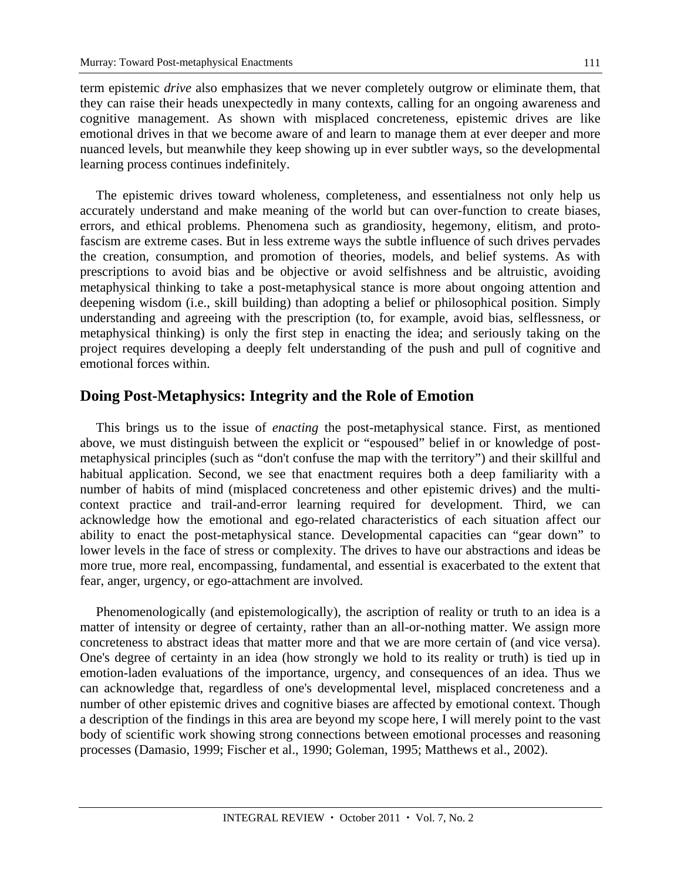term epistemic *drive* also emphasizes that we never completely outgrow or eliminate them, that they can raise their heads unexpectedly in many contexts, calling for an ongoing awareness and cognitive management. As shown with misplaced concreteness, epistemic drives are like emotional drives in that we become aware of and learn to manage them at ever deeper and more nuanced levels, but meanwhile they keep showing up in ever subtler ways, so the developmental learning process continues indefinitely.

The epistemic drives toward wholeness, completeness, and essentialness not only help us accurately understand and make meaning of the world but can over-function to create biases, errors, and ethical problems. Phenomena such as grandiosity, hegemony, elitism, and proto-fascism are extreme cases. But in less extreme ways the subtle influence of such drives pervades the creation, consumption, and promotion of theories, models, and belief systems. As with prescriptions to avoid bias and be objective or avoid selfishness and be altruistic, avoiding metaphysical thinking to take a post-metaphysical stance is more about ongoing attention and deepening wisdom (i.e., skill building) than adopting a belief or philosophical position. Simply understanding and agreeing with the prescription (to, for example, avoid bias, selflessness, or metaphysical thinking) is only the first step in enacting the idea; and seriously taking on the project requires developing a deeply felt understanding of the push and pull of cognitive and emotional forces within.

## Doing Post-Metaphysics: Integrity and the Role of Emotion

This brings us to the issue of *enacting* the post-metaphysical stance. First, as mentioned above, we must distinguish between the explicit or "espoused" belief in or knowledge of post-metaphysical principles (such as "don't confuse the map with the territory") and their skillful and habitual application. Second, we see that enactment requires both a deep familiarity with a number of habits of mind (misplaced concreteness and other epistemic drives) and the multi-context practice and trail-and-error learning required for development. Third, we can acknowledge how the emotional and ego-related characteristics of each situation affect our ability to enact the post-metaphysical stance. Developmental capacities can "gear down" to lower levels in the face of stress or complexity. The drives to have our abstractions and ideas be more true, more real, encompassing, fundamental, and essential is exacerbated to the extent that fear, anger, urgency, or ego-attachment are involved.

Phenomenologically (and epistemologically), the ascription of reality or truth to an idea is a matter of intensity or degree of certainty, rather than an all-or-nothing matter. We assign more concreteness to abstract ideas that matter more and that we are more certain of (and vice versa). One's degree of certainty in an idea (how strongly we hold to its reality or truth) is tied up in emotion-laden evaluations of the importance, urgency, and consequences of an idea. Thus we can acknowledge that, regardless of one's developmental level, misplaced concreteness and a number of other epistemic drives and cognitive biases are affected by emotional context. Though a description of the findings in this area are beyond my scope here, I will merely point to the vast body of scientific work showing strong connections between emotional processes and reasoning processes (Damasio, 1999; Fischer et al., 1990; Goleman, 1995; Matthews et al., 2002).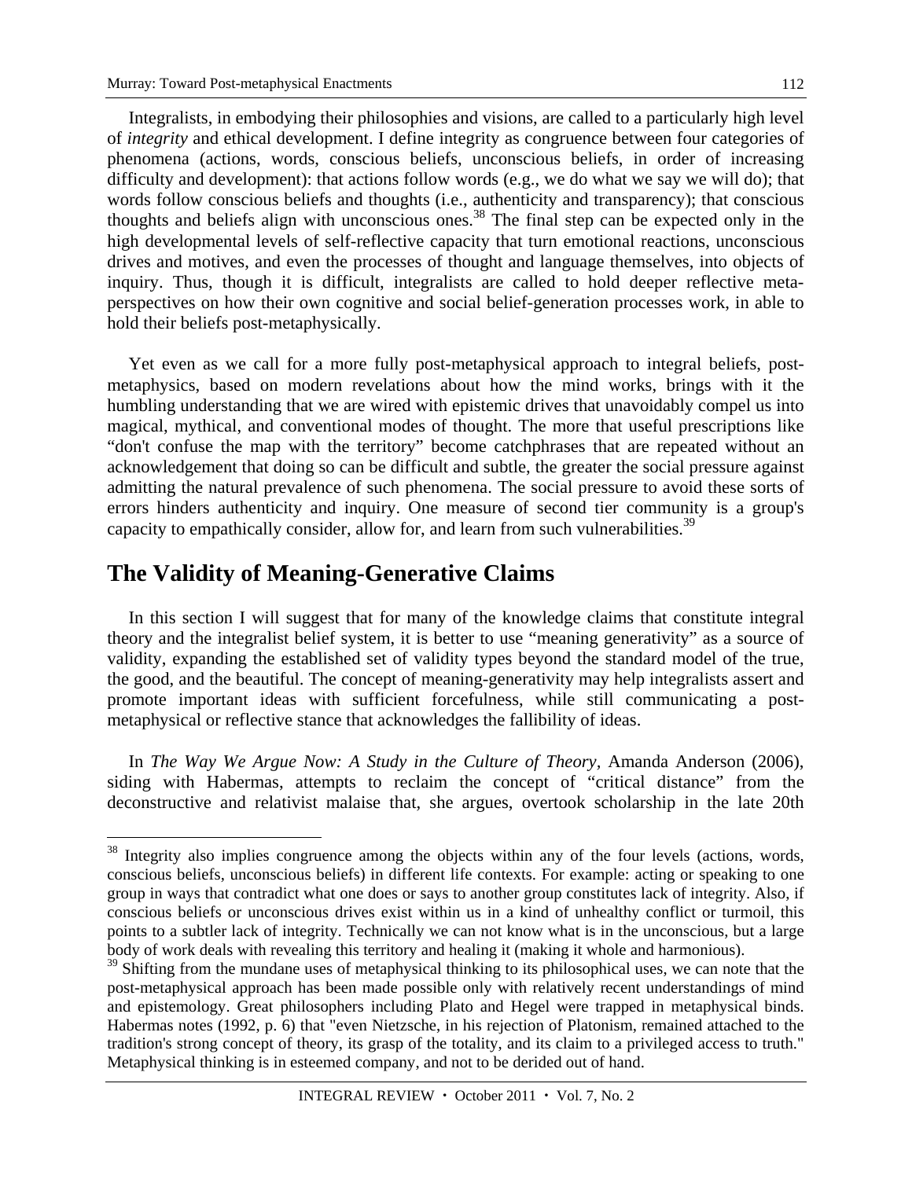Integralists, in embodying their philosophies and visions, are called to a particularly high level of *integrity* and ethical development. I define integrity as congruence between four categories of phenomena (actions, words, conscious beliefs, unconscious beliefs, in order of increasing difficulty and development): that actions follow words (e.g., we do what we say we will do); that words follow conscious beliefs and thoughts (i.e., authenticity and transparency); that conscious thoughts and beliefs align with unconscious ones.[38] The final step can be expected only in the high developmental levels of self-reflective capacity that turn emotional reactions, unconscious drives and motives, and even the processes of thought and language themselves, into objects of inquiry. Thus, though it is difficult, integralists are called to hold deeper reflective meta-perspectives on how their own cognitive and social belief-generation processes work, in able to hold their beliefs post-metaphysically.

Yet even as we call for a more fully post-metaphysical approach to integral beliefs, post-metaphysics, based on modern revelations about how the mind works, brings with it the humbling understanding that we are wired with epistemic drives that unavoidably compel us into magical, mythical, and conventional modes of thought. The more that useful prescriptions like "don't confuse the map with the territory" become catchphrases that are repeated without an acknowledgement that doing so can be difficult and subtle, the greater the social pressure against admitting the natural prevalence of such phenomena. The social pressure to avoid these sorts of errors hinders authenticity and inquiry. One measure of second tier community is a group's capacity to empathically consider, allow for, and learn from such vulnerabilities.[39]

## The Validity of Meaning-Generative Claims

In this section I will suggest that for many of the knowledge claims that constitute integral theory and the integralist belief system, it is better to use "meaning generativity" as a source of validity, expanding the established set of validity types beyond the standard model of the true, the good, and the beautiful. The concept of meaning-generativity may help integralists assert and promote important ideas with sufficient forcefulness, while still communicating a post-metaphysical or reflective stance that acknowledges the fallibility of ideas.

In *The Way We Argue Now: A Study in the Culture of Theory*, Amanda Anderson (2006), siding with Habermas, attempts to reclaim the concept of "critical distance" from the deconstructive and relativist malaise that, she argues, overtook scholarship in the late 20th

---

[38] Integrity also implies congruence among the objects within any of the four levels (actions, words, conscious beliefs, unconscious beliefs) in different life contexts. For example: acting or speaking to one group in ways that contradict what one does or says to another group constitutes lack of integrity. Also, if conscious beliefs or unconscious drives exist within us in a kind of unhealthy conflict or turmoil, this points to a subtler lack of integrity. Technically we can not know what is in the unconscious, but a large body of work deals with revealing this territory and healing it (making it whole and harmonious).

[39] Shifting from the mundane uses of metaphysical thinking to its philosophical uses, we can note that the post-metaphysical approach has been made possible only with relatively recent understandings of mind and epistemology. Great philosophers including Plato and Hegel were trapped in metaphysical binds. Habermas notes (1992, p. 6) that "even Nietzsche, in his rejection of Platonism, remained attached to the tradition's strong concept of theory, its grasp of the totality, and its claim to a privileged access to truth." Metaphysical thinking is in esteemed company, and not to be derided out of hand.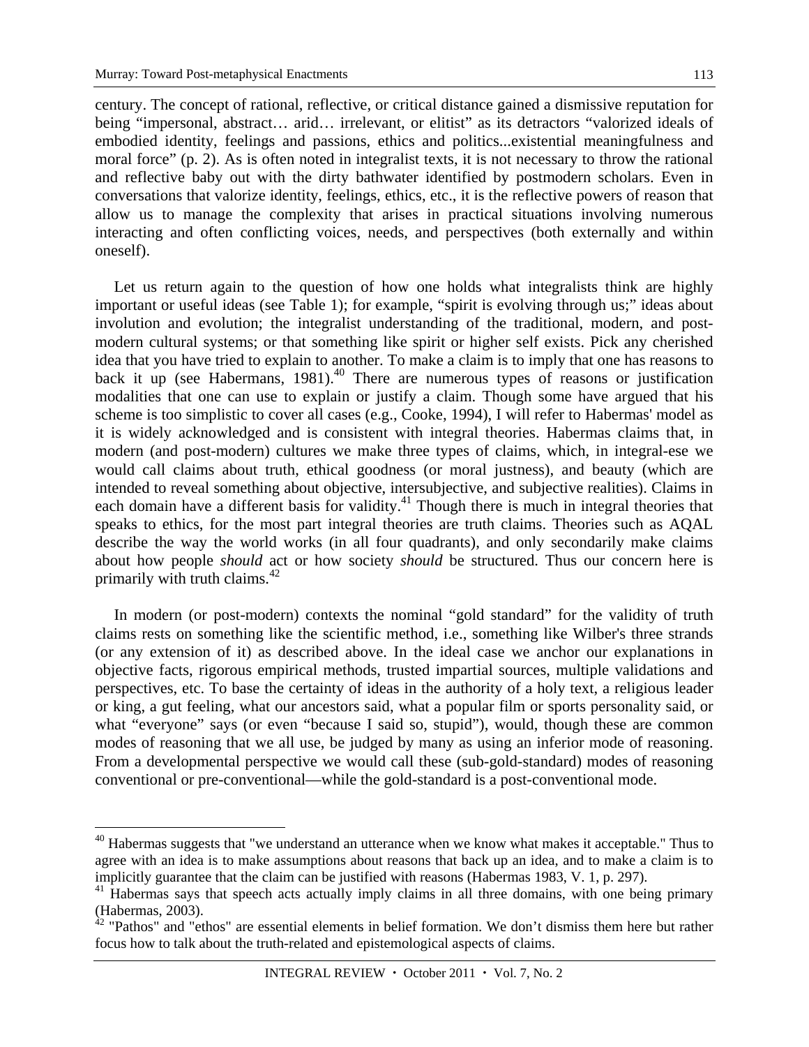century. The concept of rational, reflective, or critical distance gained a dismissive reputation for being "impersonal, abstract… arid… irrelevant, or elitist" as its detractors "valorized ideals of embodied identity, feelings and passions, ethics and politics...existential meaningfulness and moral force" (p. 2). As is often noted in integralist texts, it is not necessary to throw the rational and reflective baby out with the dirty bathwater identified by postmodern scholars. Even in conversations that valorize identity, feelings, ethics, etc., it is the reflective powers of reason that allow us to manage the complexity that arises in practical situations involving numerous interacting and often conflicting voices, needs, and perspectives (both externally and within oneself).

Let us return again to the question of how one holds what integralists think are highly important or useful ideas (see Table 1); for example, "spirit is evolving through us;" ideas about involution and evolution; the integralist understanding of the traditional, modern, and post-modern cultural systems; or that something like spirit or higher self exists. Pick any cherished idea that you have tried to explain to another. To make a claim is to imply that one has reasons to back it up (see Habermans, 1981).[40] There are numerous types of reasons or justification modalities that one can use to explain or justify a claim. Though some have argued that his scheme is too simplistic to cover all cases (e.g., Cooke, 1994), I will refer to Habermas' model as it is widely acknowledged and is consistent with integral theories. Habermas claims that, in modern (and post-modern) cultures we make three types of claims, which, in integral-ese we would call claims about truth, ethical goodness (or moral justness), and beauty (which are intended to reveal something about objective, intersubjective, and subjective realities). Claims in each domain have a different basis for validity.[41] Though there is much in integral theories that speaks to ethics, for the most part integral theories are truth claims. Theories such as AQAL describe the way the world works (in all four quadrants), and only secondarily make claims about how people *should* act or how society *should* be structured. Thus our concern here is primarily with truth claims.[42]

In modern (or post-modern) contexts the nominal "gold standard" for the validity of truth claims rests on something like the scientific method, i.e., something like Wilber's three strands (or any extension of it) as described above. In the ideal case we anchor our explanations in objective facts, rigorous empirical methods, trusted impartial sources, multiple validations and perspectives, etc. To base the certainty of ideas in the authority of a holy text, a religious leader or king, a gut feeling, what our ancestors said, what a popular film or sports personality said, or what "everyone" says (or even "because I said so, stupid"), would, though these are common modes of reasoning that we all use, be judged by many as using an inferior mode of reasoning. From a developmental perspective we would call these (sub-gold-standard) modes of reasoning conventional or pre-conventional—while the gold-standard is a post-conventional mode.

---

[40] Habermas suggests that "we understand an utterance when we know what makes it acceptable." Thus to agree with an idea is to make assumptions about reasons that back up an idea, and to make a claim is to implicitly guarantee that the claim can be justified with reasons (Habermas 1983, V. 1, p. 297).

[41] Habermas says that speech acts actually imply claims in all three domains, with one being primary (Habermas, 2003).

[42] "Pathos" and "ethos" are essential elements in belief formation. We don't dismiss them here but rather focus how to talk about the truth-related and epistemological aspects of claims.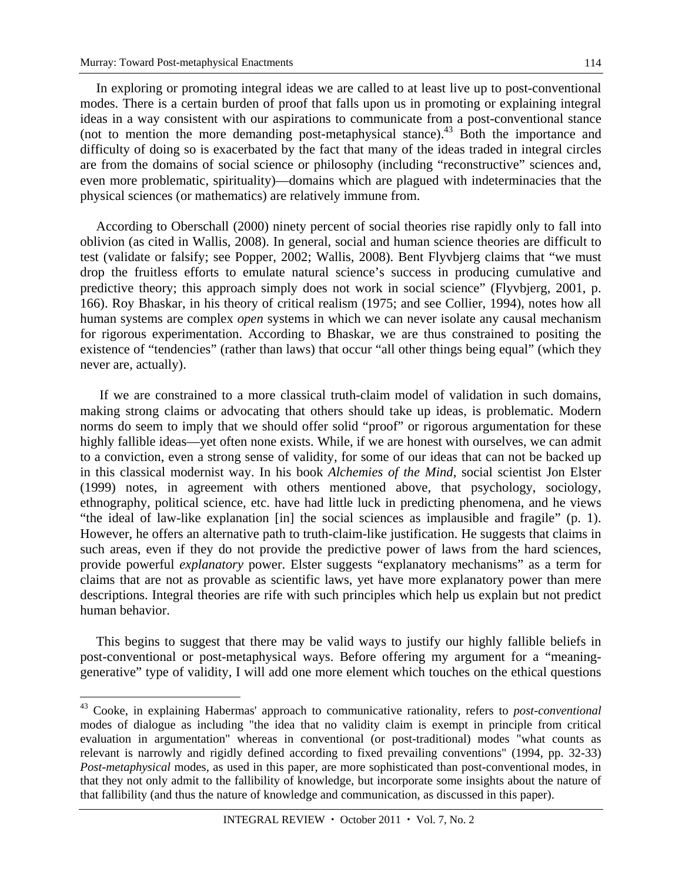In exploring or promoting integral ideas we are called to at least live up to post-conventional modes. There is a certain burden of proof that falls upon us in promoting or explaining integral ideas in a way consistent with our aspirations to communicate from a post-conventional stance (not to mention the more demanding post-metaphysical stance).[43] Both the importance and difficulty of doing so is exacerbated by the fact that many of the ideas traded in integral circles are from the domains of social science or philosophy (including "reconstructive" sciences and, even more problematic, spirituality)—domains which are plagued with indeterminacies that the physical sciences (or mathematics) are relatively immune from.

According to Oberschall (2000) ninety percent of social theories rise rapidly only to fall into oblivion (as cited in Wallis, 2008). In general, social and human science theories are difficult to test (validate or falsify; see Popper, 2002; Wallis, 2008). Bent Flyvbjerg claims that "we must drop the fruitless efforts to emulate natural science's success in producing cumulative and predictive theory; this approach simply does not work in social science" (Flyvbjerg, 2001, p. 166). Roy Bhaskar, in his theory of critical realism (1975; and see Collier, 1994), notes how all human systems are complex *open* systems in which we can never isolate any causal mechanism for rigorous experimentation. According to Bhaskar, we are thus constrained to positing the existence of "tendencies" (rather than laws) that occur "all other things being equal" (which they never are, actually).

If we are constrained to a more classical truth-claim model of validation in such domains, making strong claims or advocating that others should take up ideas, is problematic. Modern norms do seem to imply that we should offer solid "proof" or rigorous argumentation for these highly fallible ideas—yet often none exists. While, if we are honest with ourselves, we can admit to a conviction, even a strong sense of validity, for some of our ideas that can not be backed up in this classical modernist way. In his book *Alchemies of the Mind*, social scientist Jon Elster (1999) notes, in agreement with others mentioned above, that psychology, sociology, ethnography, political science, etc. have had little luck in predicting phenomena, and he views "the ideal of law-like explanation [in] the social sciences as implausible and fragile" (p. 1). However, he offers an alternative path to truth-claim-like justification. He suggests that claims in such areas, even if they do not provide the predictive power of laws from the hard sciences, provide powerful *explanatory* power. Elster suggests "explanatory mechanisms" as a term for claims that are not as provable as scientific laws, yet have more explanatory power than mere descriptions. Integral theories are rife with such principles which help us explain but not predict human behavior.

This begins to suggest that there may be valid ways to justify our highly fallible beliefs in post-conventional or post-metaphysical ways. Before offering my argument for a "meaning-generative" type of validity, I will add one more element which touches on the ethical questions

[43] Cooke, in explaining Habermas' approach to communicative rationality, refers to *post-conventional* modes of dialogue as including "the idea that no validity claim is exempt in principle from critical evaluation in argumentation" whereas in conventional (or post-traditional) modes "what counts as relevant is narrowly and rigidly defined according to fixed prevailing conventions" (1994, pp. 32-33) *Post-metaphysical* modes, as used in this paper, are more sophisticated than post-conventional modes, in that they not only admit to the fallibility of knowledge, but incorporate some insights about the nature of that fallibility (and thus the nature of knowledge and communication, as discussed in this paper).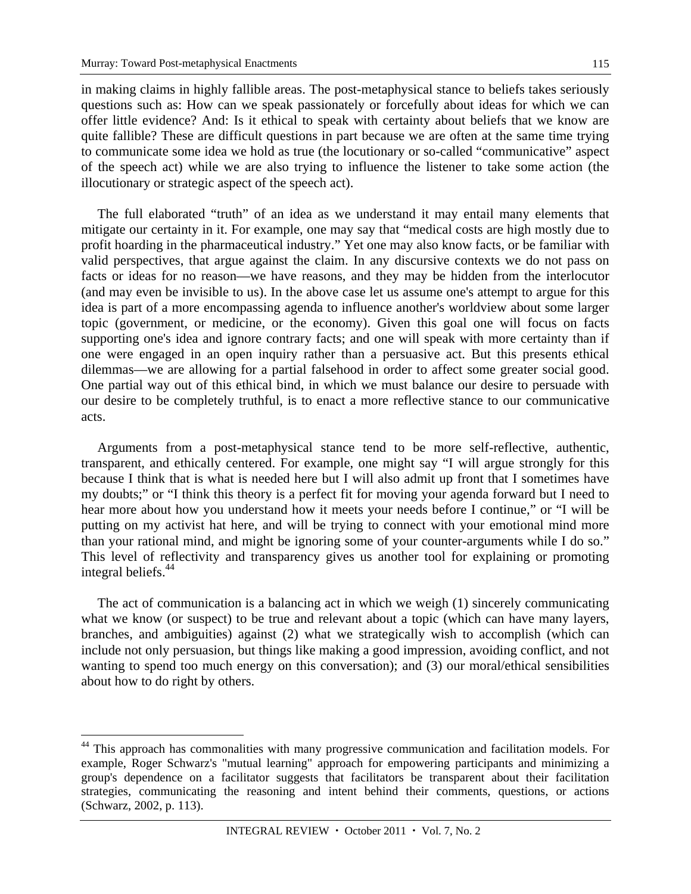in making claims in highly fallible areas. The post-metaphysical stance to beliefs takes seriously questions such as: How can we speak passionately or forcefully about ideas for which we can offer little evidence? And: Is it ethical to speak with certainty about beliefs that we know are quite fallible? These are difficult questions in part because we are often at the same time trying to communicate some idea we hold as true (the locutionary or so-called "communicative" aspect of the speech act) while we are also trying to influence the listener to take some action (the illocutionary or strategic aspect of the speech act).

The full elaborated "truth" of an idea as we understand it may entail many elements that mitigate our certainty in it. For example, one may say that "medical costs are high mostly due to profit hoarding in the pharmaceutical industry." Yet one may also know facts, or be familiar with valid perspectives, that argue against the claim. In any discursive contexts we do not pass on facts or ideas for no reason—we have reasons, and they may be hidden from the interlocutor (and may even be invisible to us). In the above case let us assume one's attempt to argue for this idea is part of a more encompassing agenda to influence another's worldview about some larger topic (government, or medicine, or the economy). Given this goal one will focus on facts supporting one's idea and ignore contrary facts; and one will speak with more certainty than if one were engaged in an open inquiry rather than a persuasive act. But this presents ethical dilemmas—we are allowing for a partial falsehood in order to affect some greater social good. One partial way out of this ethical bind, in which we must balance our desire to persuade with our desire to be completely truthful, is to enact a more reflective stance to our communicative acts.

Arguments from a post-metaphysical stance tend to be more self-reflective, authentic, transparent, and ethically centered. For example, one might say "I will argue strongly for this because I think that is what is needed here but I will also admit up front that I sometimes have my doubts;" or "I think this theory is a perfect fit for moving your agenda forward but I need to hear more about how you understand how it meets your needs before I continue," or "I will be putting on my activist hat here, and will be trying to connect with your emotional mind more than your rational mind, and might be ignoring some of your counter-arguments while I do so." This level of reflectivity and transparency gives us another tool for explaining or promoting integral beliefs.[44]

The act of communication is a balancing act in which we weigh (1) sincerely communicating what we know (or suspect) to be true and relevant about a topic (which can have many layers, branches, and ambiguities) against (2) what we strategically wish to accomplish (which can include not only persuasion, but things like making a good impression, avoiding conflict, and not wanting to spend too much energy on this conversation); and (3) our moral/ethical sensibilities about how to do right by others.

---

[44] This approach has commonalities with many progressive communication and facilitation models. For example, Roger Schwarz's "mutual learning" approach for empowering participants and minimizing a group's dependence on a facilitator suggests that facilitators be transparent about their facilitation strategies, communicating the reasoning and intent behind their comments, questions, or actions (Schwarz, 2002, p. 113).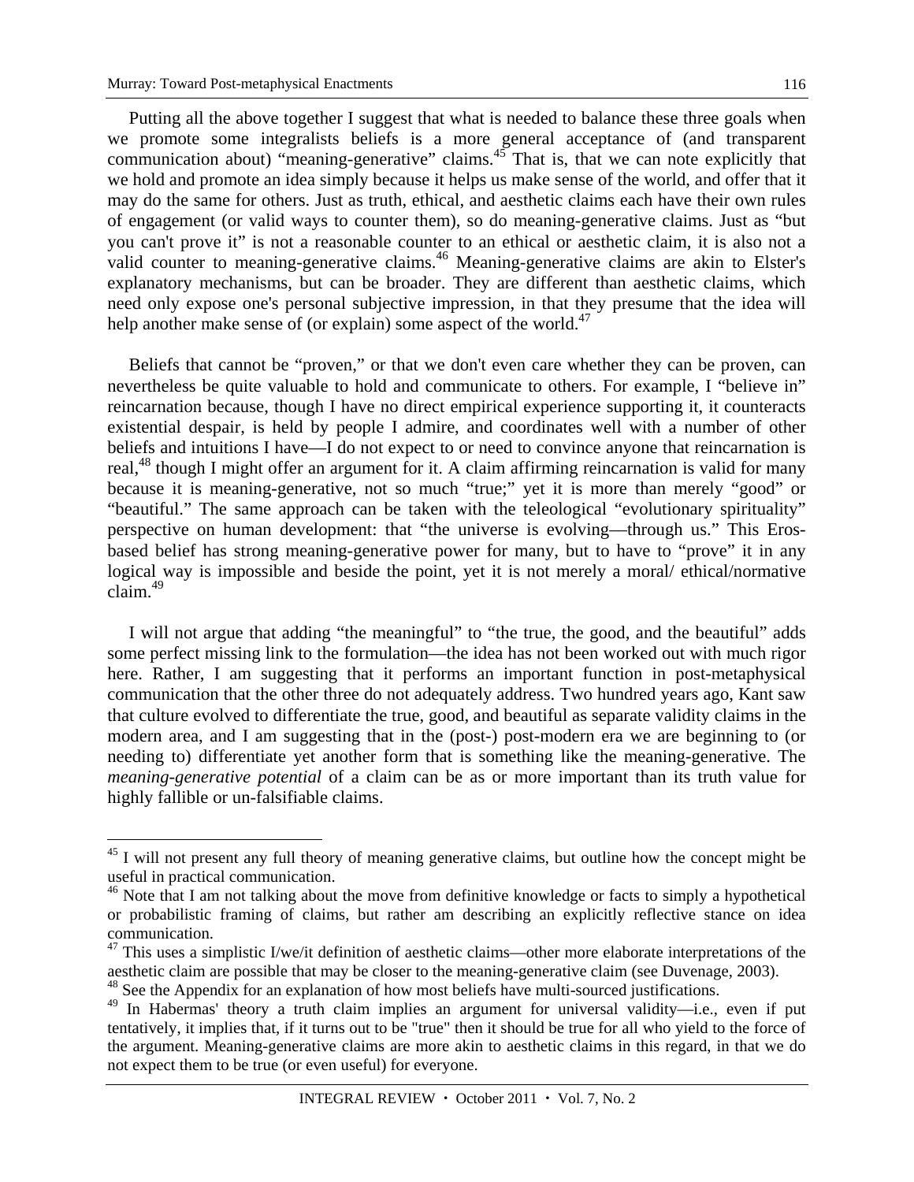Putting all the above together I suggest that what is needed to balance these three goals when we promote some integralists beliefs is a more general acceptance of (and transparent communication about) "meaning-generative" claims.[45] That is, that we can note explicitly that we hold and promote an idea simply because it helps us make sense of the world, and offer that it may do the same for others. Just as truth, ethical, and aesthetic claims each have their own rules of engagement (or valid ways to counter them), so do meaning-generative claims. Just as "but you can't prove it" is not a reasonable counter to an ethical or aesthetic claim, it is also not a valid counter to meaning-generative claims.[46] Meaning-generative claims are akin to Elster's explanatory mechanisms, but can be broader. They are different than aesthetic claims, which need only expose one's personal subjective impression, in that they presume that the idea will help another make sense of (or explain) some aspect of the world.[47]

Beliefs that cannot be "proven," or that we don't even care whether they can be proven, can nevertheless be quite valuable to hold and communicate to others. For example, I "believe in" reincarnation because, though I have no direct empirical experience supporting it, it counteracts existential despair, is held by people I admire, and coordinates well with a number of other beliefs and intuitions I have—I do not expect to or need to convince anyone that reincarnation is real,[48] though I might offer an argument for it. A claim affirming reincarnation is valid for many because it is meaning-generative, not so much "true;" yet it is more than merely "good" or "beautiful." The same approach can be taken with the teleological "evolutionary spirituality" perspective on human development: that "the universe is evolving—through us." This Eros-based belief has strong meaning-generative power for many, but to have to "prove" it in any logical way is impossible and beside the point, yet it is not merely a moral/ ethical/normative claim.[49]

I will not argue that adding "the meaningful" to "the true, the good, and the beautiful" adds some perfect missing link to the formulation—the idea has not been worked out with much rigor here. Rather, I am suggesting that it performs an important function in post-metaphysical communication that the other three do not adequately address. Two hundred years ago, Kant saw that culture evolved to differentiate the true, good, and beautiful as separate validity claims in the modern area, and I am suggesting that in the (post-) post-modern era we are beginning to (or needing to) differentiate yet another form that is something like the meaning-generative. The *meaning-generative potential* of a claim can be as or more important than its truth value for highly fallible or un-falsifiable claims.

---

[45] I will not present any full theory of meaning generative claims, but outline how the concept might be useful in practical communication.

[46] Note that I am not talking about the move from definitive knowledge or facts to simply a hypothetical or probabilistic framing of claims, but rather am describing an explicitly reflective stance on idea communication.

[47] This uses a simplistic I/we/it definition of aesthetic claims—other more elaborate interpretations of the aesthetic claim are possible that may be closer to the meaning-generative claim (see Duvenage, 2003).

[48] See the Appendix for an explanation of how most beliefs have multi-sourced justifications.

[49] In Habermas' theory a truth claim implies an argument for universal validity—i.e., even if put tentatively, it implies that, if it turns out to be "true" then it should be true for all who yield to the force of the argument. Meaning-generative claims are more akin to aesthetic claims in this regard, in that we do not expect them to be true (or even useful) for everyone.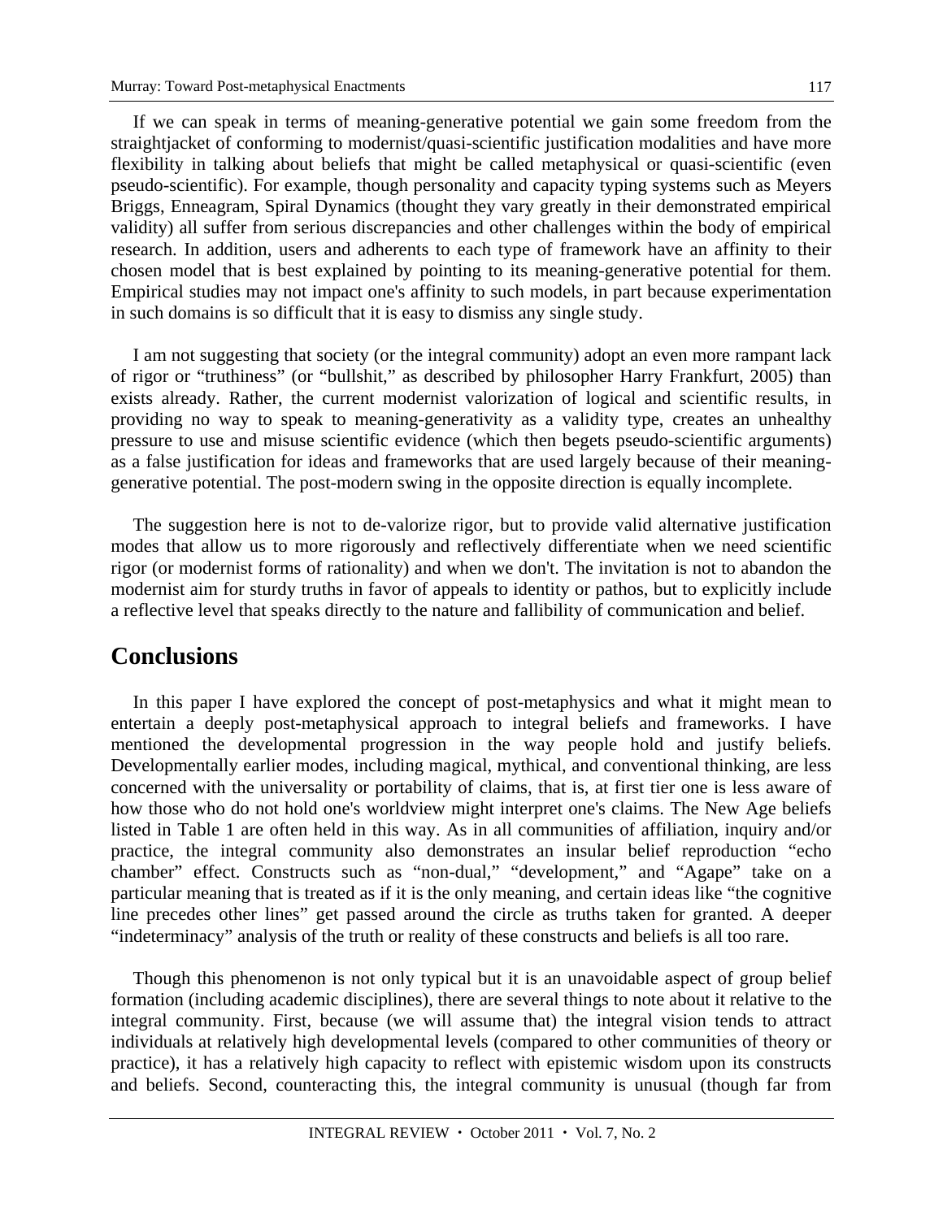If we can speak in terms of meaning-generative potential we gain some freedom from the straightjacket of conforming to modernist/quasi-scientific justification modalities and have more flexibility in talking about beliefs that might be called metaphysical or quasi-scientific (even pseudo-scientific). For example, though personality and capacity typing systems such as Meyers Briggs, Enneagram, Spiral Dynamics (thought they vary greatly in their demonstrated empirical validity) all suffer from serious discrepancies and other challenges within the body of empirical research. In addition, users and adherents to each type of framework have an affinity to their chosen model that is best explained by pointing to its meaning-generative potential for them. Empirical studies may not impact one's affinity to such models, in part because experimentation in such domains is so difficult that it is easy to dismiss any single study.

I am not suggesting that society (or the integral community) adopt an even more rampant lack of rigor or "truthiness" (or "bullshit," as described by philosopher Harry Frankfurt, 2005) than exists already. Rather, the current modernist valorization of logical and scientific results, in providing no way to speak to meaning-generativity as a validity type, creates an unhealthy pressure to use and misuse scientific evidence (which then begets pseudo-scientific arguments) as a false justification for ideas and frameworks that are used largely because of their meaning-generative potential. The post-modern swing in the opposite direction is equally incomplete.

The suggestion here is not to de-valorize rigor, but to provide valid alternative justification modes that allow us to more rigorously and reflectively differentiate when we need scientific rigor (or modernist forms of rationality) and when we don't. The invitation is not to abandon the modernist aim for sturdy truths in favor of appeals to identity or pathos, but to explicitly include a reflective level that speaks directly to the nature and fallibility of communication and belief.

## Conclusions

In this paper I have explored the concept of post-metaphysics and what it might mean to entertain a deeply post-metaphysical approach to integral beliefs and frameworks. I have mentioned the developmental progression in the way people hold and justify beliefs. Developmentally earlier modes, including magical, mythical, and conventional thinking, are less concerned with the universality or portability of claims, that is, at first tier one is less aware of how those who do not hold one's worldview might interpret one's claims. The New Age beliefs listed in Table 1 are often held in this way. As in all communities of affiliation, inquiry and/or practice, the integral community also demonstrates an insular belief reproduction "echo chamber" effect. Constructs such as "non-dual," "development," and "Agape" take on a particular meaning that is treated as if it is the only meaning, and certain ideas like "the cognitive line precedes other lines" get passed around the circle as truths taken for granted. A deeper "indeterminacy" analysis of the truth or reality of these constructs and beliefs is all too rare.

Though this phenomenon is not only typical but it is an unavoidable aspect of group belief formation (including academic disciplines), there are several things to note about it relative to the integral community. First, because (we will assume that) the integral vision tends to attract individuals at relatively high developmental levels (compared to other communities of theory or practice), it has a relatively high capacity to reflect with epistemic wisdom upon its constructs and beliefs. Second, counteracting this, the integral community is unusual (though far from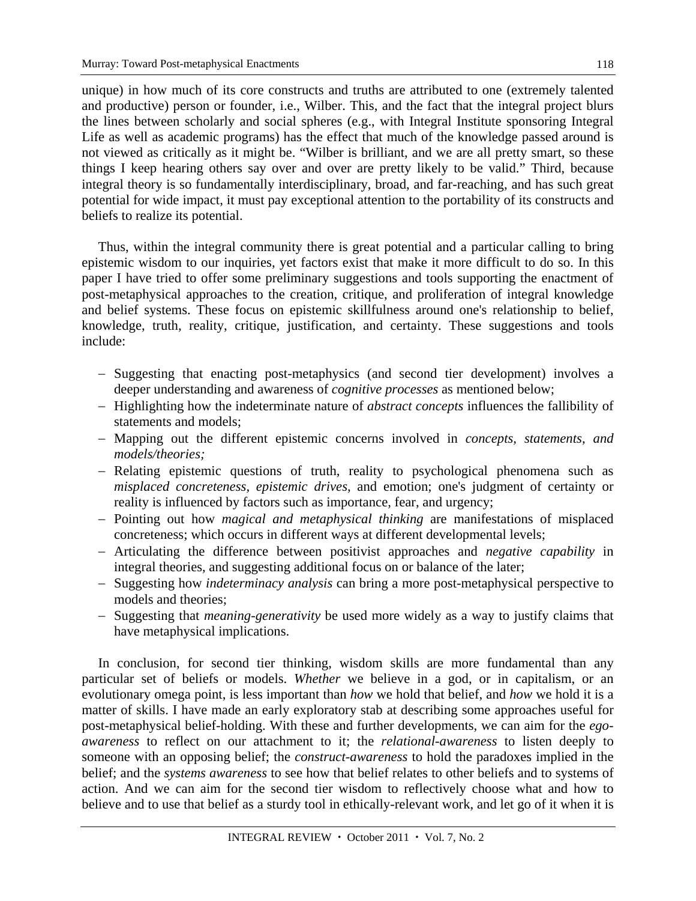unique) in how much of its core constructs and truths are attributed to one (extremely talented and productive) person or founder, i.e., Wilber. This, and the fact that the integral project blurs the lines between scholarly and social spheres (e.g., with Integral Institute sponsoring Integral Life as well as academic programs) has the effect that much of the knowledge passed around is not viewed as critically as it might be. "Wilber is brilliant, and we are all pretty smart, so these things I keep hearing others say over and over are pretty likely to be valid." Third, because integral theory is so fundamentally interdisciplinary, broad, and far-reaching, and has such great potential for wide impact, it must pay exceptional attention to the portability of its constructs and beliefs to realize its potential.

Thus, within the integral community there is great potential and a particular calling to bring epistemic wisdom to our inquiries, yet factors exist that make it more difficult to do so. In this paper I have tried to offer some preliminary suggestions and tools supporting the enactment of post-metaphysical approaches to the creation, critique, and proliferation of integral knowledge and belief systems. These focus on epistemic skillfulness around one's relationship to belief, knowledge, truth, reality, critique, justification, and certainty. These suggestions and tools include:

- Suggesting that enacting post-metaphysics (and second tier development) involves a deeper understanding and awareness of *cognitive processes* as mentioned below;
- Highlighting how the indeterminate nature of *abstract concepts* influences the fallibility of statements and models;
- Mapping out the different epistemic concerns involved in *concepts, statements, and models/theories;*
- Relating epistemic questions of truth, reality to psychological phenomena such as *misplaced concreteness, epistemic drives,* and emotion; one's judgment of certainty or reality is influenced by factors such as importance, fear, and urgency;
- Pointing out how *magical and metaphysical thinking* are manifestations of misplaced concreteness; which occurs in different ways at different developmental levels;
- Articulating the difference between positivist approaches and *negative capability* in integral theories, and suggesting additional focus on or balance of the later;
- Suggesting how *indeterminacy analysis* can bring a more post-metaphysical perspective to models and theories;
- Suggesting that *meaning-generativity* be used more widely as a way to justify claims that have metaphysical implications.

In conclusion, for second tier thinking, wisdom skills are more fundamental than any particular set of beliefs or models. *Whether* we believe in a god, or in capitalism, or an evolutionary omega point, is less important than *how* we hold that belief, and *how* we hold it is a matter of skills. I have made an early exploratory stab at describing some approaches useful for post-metaphysical belief-holding. With these and further developments, we can aim for the *ego-awareness* to reflect on our attachment to it; the *relational-awareness* to listen deeply to someone with an opposing belief; the *construct-awareness* to hold the paradoxes implied in the belief; and the *systems awareness* to see how that belief relates to other beliefs and to systems of action. And we can aim for the second tier wisdom to reflectively choose what and how to believe and to use that belief as a sturdy tool in ethically-relevant work, and let go of it when it is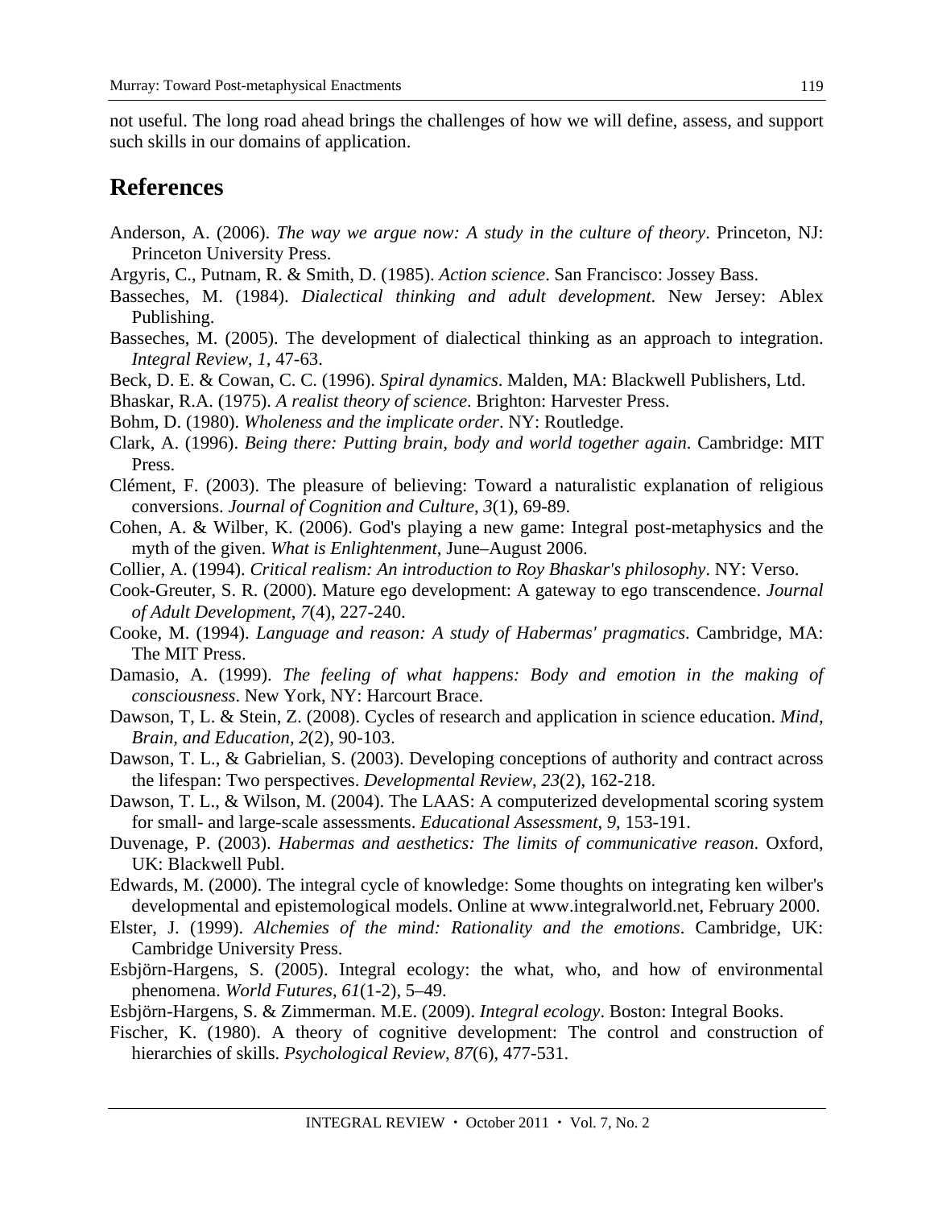not useful. The long road ahead brings the challenges of how we will define, assess, and support such skills in our domains of application.

## References

Anderson, A. (2006). *The way we argue now: A study in the culture of theory*. Princeton, NJ: Princeton University Press.

Argyris, C., Putnam, R. & Smith, D. (1985). *Action science*. San Francisco: Jossey Bass.

Basseches, M. (1984). *Dialectical thinking and adult development*. New Jersey: Ablex Publishing.

Basseches, M. (2005). The development of dialectical thinking as an approach to integration. *Integral Review*, *1*, 47-63.

Beck, D. E. & Cowan, C. C. (1996). *Spiral dynamics*. Malden, MA: Blackwell Publishers, Ltd.

Bhaskar, R.A. (1975). *A realist theory of science*. Brighton: Harvester Press.

Bohm, D. (1980). *Wholeness and the implicate order*. NY: Routledge.

Clark, A. (1996). *Being there: Putting brain, body and world together again*. Cambridge: MIT Press.

Clément, F. (2003). The pleasure of believing: Toward a naturalistic explanation of religious conversions. *Journal of Cognition and Culture*, *3*(1), 69-89.

Cohen, A. & Wilber, K. (2006). God's playing a new game: Integral post-metaphysics and the myth of the given. *What is Enlightenment*, June–August 2006.

Collier, A. (1994). *Critical realism: An introduction to Roy Bhaskar's philosophy*. NY: Verso.

Cook-Greuter, S. R. (2000). Mature ego development: A gateway to ego transcendence. *Journal of Adult Development, 7*(4), 227-240.

Cooke, M. (1994). *Language and reason: A study of Habermas' pragmatics*. Cambridge, MA: The MIT Press.

Damasio, A. (1999). *The feeling of what happens: Body and emotion in the making of consciousness*. New York, NY: Harcourt Brace.

Dawson, T, L. & Stein, Z. (2008). Cycles of research and application in science education. *Mind, Brain, and Education*, *2*(2), 90-103.

Dawson, T. L., & Gabrielian, S. (2003). Developing conceptions of authority and contract across the lifespan: Two perspectives. *Developmental Review*, *23*(2), 162-218.

Dawson, T. L., & Wilson, M. (2004). The LAAS: A computerized developmental scoring system for small- and large-scale assessments. *Educational Assessment*, *9,* 153-191.

Duvenage, P. (2003). *Habermas and aesthetics: The limits of communicative reason*. Oxford, UK: Blackwell Publ.

Edwards, M. (2000). The integral cycle of knowledge: Some thoughts on integrating ken wilber's developmental and epistemological models. Online at www.integralworld.net, February 2000.

Elster, J. (1999). *Alchemies of the mind: Rationality and the emotions*. Cambridge, UK: Cambridge University Press.

Esbjörn-Hargens, S. (2005). Integral ecology: the what, who, and how of environmental phenomena. *World Futures, 61*(1-2), 5–49.

Esbjörn-Hargens, S. & Zimmerman. M.E. (2009). *Integral ecology*. Boston: Integral Books.

Fischer, K. (1980). A theory of cognitive development: The control and construction of hierarchies of skills. *Psychological Review*, *87*(6), 477-531.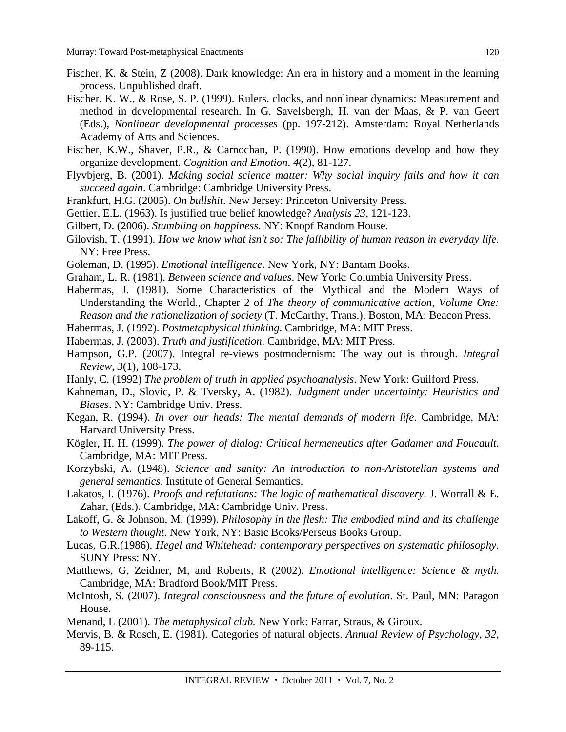Fischer, K. & Stein, Z (2008). Dark knowledge: An era in history and a moment in the learning process. Unpublished draft.

Fischer, K. W., & Rose, S. P. (1999). Rulers, clocks, and nonlinear dynamics: Measurement and method in developmental research. In G. Savelsbergh, H. van der Maas, & P. van Geert (Eds.), *Nonlinear developmental processes* (pp. 197-212). Amsterdam: Royal Netherlands Academy of Arts and Sciences.

Fischer, K.W., Shaver, P.R., & Carnochan, P. (1990). How emotions develop and how they organize development. *Cognition and Emotion*. *4*(2), 81-127.

Flyvbjerg, B. (2001). *Making social science matter: Why social inquiry fails and how it can succeed again*. Cambridge: Cambridge University Press.

Frankfurt, H.G. (2005). *On bullshit*. New Jersey: Princeton University Press.

Gettier, E.L. (1963). Is justified true belief knowledge? *Analysis 23*, 121-123.

Gilbert, D. (2006). *Stumbling on happiness*. NY: Knopf Random House.

Gilovish, T. (1991). *How we know what isn't so: The fallibility of human reason in everyday life*. NY: Free Press.

Goleman, D. (1995). *Emotional intelligence*. New York, NY: Bantam Books.

Graham, L. R. (1981). *Between science and values*. New York: Columbia University Press.

Habermas, J. (1981). Some Characteristics of the Mythical and the Modern Ways of Understanding the World., Chapter 2 of *The theory of communicative action, Volume One: Reason and the rationalization of society* (T. McCarthy, Trans.). Boston, MA: Beacon Press.

Habermas, J. (1992). *Postmetaphysical thinking*. Cambridge, MA: MIT Press.

Habermas, J. (2003). *Truth and justification*. Cambridge, MA: MIT Press.

Hampson, G.P. (2007). Integral re-views postmodernism: The way out is through. *Integral Review, 3*(1), 108-173.

Hanly, C. (1992) *The problem of truth in applied psychoanalysis*. New York: Guilford Press.

Kahneman, D., Slovic, P. & Tversky, A. (1982). *Judgment under uncertainty: Heuristics and Biases*. NY: Cambridge Univ. Press.

Kegan, R. (1994). *In over our heads: The mental demands of modern life*. Cambridge, MA: Harvard University Press.

Kögler, H. H. (1999). *The power of dialog: Critical hermeneutics after Gadamer and Foucault*. Cambridge, MA: MIT Press.

Korzybski, A. (1948). *Science and sanity: An introduction to non-Aristotelian systems and general semantics*. Institute of General Semantics.

Lakatos, I. (1976). *Proofs and refutations: The logic of mathematical discovery*. J. Worrall & E. Zahar, (Eds.). Cambridge, MA: Cambridge Univ. Press.

Lakoff, G. & Johnson, M. (1999). *Philosophy in the flesh: The embodied mind and its challenge to Western thought*. New York, NY: Basic Books/Perseus Books Group.

Lucas, G.R.(1986). *Hegel and Whitehead: contemporary perspectives on systematic philosophy*. SUNY Press: NY.

Matthews, G, Zeidner, M, and Roberts, R (2002). *Emotional intelligence: Science & myth*. Cambridge, MA: Bradford Book/MIT Press.

McIntosh, S. (2007). *Integral consciousness and the future of evolution.* St. Paul, MN: Paragon House.

Menand, L (2001). *The metaphysical club.* New York: Farrar, Straus, & Giroux.

Mervis, B. & Rosch, E. (1981). Categories of natural objects. *Annual Review of Psychology*, *32*, 89-115.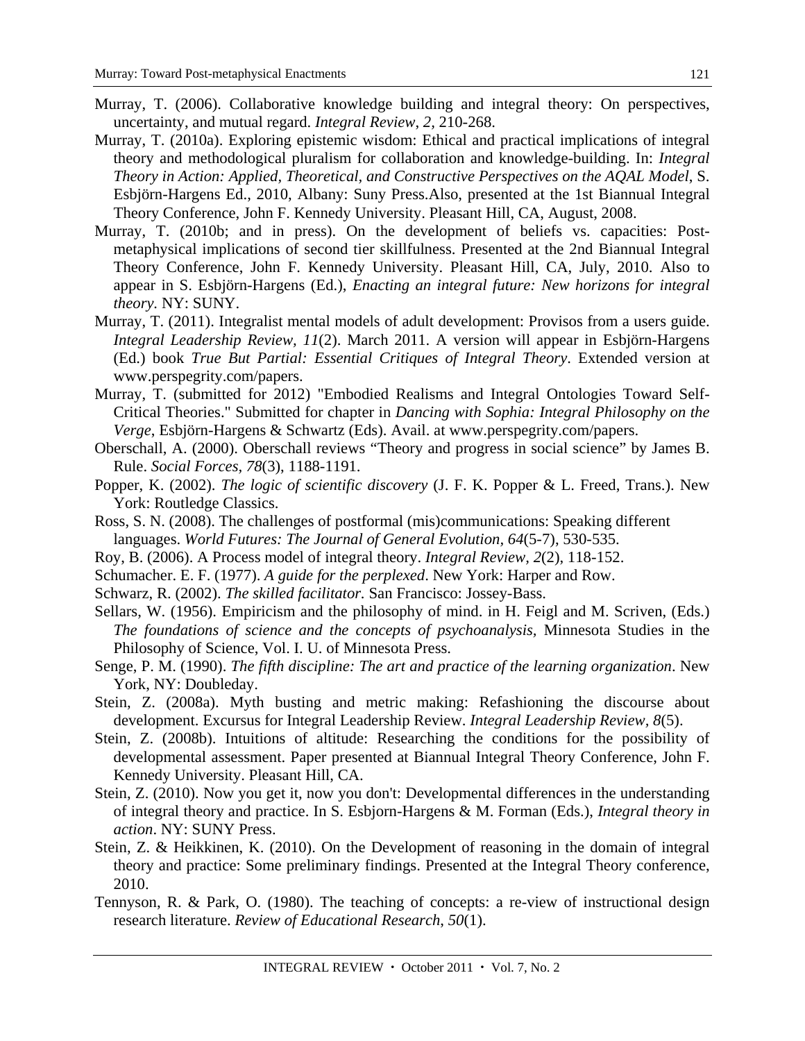Murray, T. (2006). Collaborative knowledge building and integral theory: On perspectives, uncertainty, and mutual regard. *Integral Review*, *2*, 210-268.

Murray, T. (2010a). Exploring epistemic wisdom: Ethical and practical implications of integral theory and methodological pluralism for collaboration and knowledge-building. In: *Integral Theory in Action: Applied, Theoretical, and Constructive Perspectives on the AQAL Model*, S. Esbjörn-Hargens Ed., 2010, Albany: Suny Press.Also, presented at the 1st Biannual Integral Theory Conference, John F. Kennedy University. Pleasant Hill, CA, August, 2008.

Murray, T. (2010b; and in press). On the development of beliefs vs. capacities: Post-metaphysical implications of second tier skillfulness. Presented at the 2nd Biannual Integral Theory Conference, John F. Kennedy University. Pleasant Hill, CA, July, 2010. Also to appear in S. Esbjörn-Hargens (Ed.), *Enacting an integral future: New horizons for integral theory.* NY: SUNY.

Murray, T. (2011). Integralist mental models of adult development: Provisos from a users guide. *Integral Leadership Review, 11*(2). March 2011. A version will appear in Esbjörn-Hargens (Ed.) book *True But Partial: Essential Critiques of Integral Theory*. Extended version at www.perspegrity.com/papers.

Murray, T. (submitted for 2012) "Embodied Realisms and Integral Ontologies Toward Self-Critical Theories." Submitted for chapter in *Dancing with Sophia: Integral Philosophy on the Verge*, Esbjörn-Hargens & Schwartz (Eds). Avail. at www.perspegrity.com/papers.

Oberschall, A. (2000). Oberschall reviews "Theory and progress in social science" by James B. Rule. *Social Forces*, *78*(3), 1188-1191.

Popper, K. (2002). *The logic of scientific discovery* (J. F. K. Popper & L. Freed, Trans.). New York: Routledge Classics.

Ross, S. N. (2008). The challenges of postformal (mis)communications: Speaking different languages. *World Futures: The Journal of General Evolution, 64*(5-7), 530-535.

Roy, B. (2006). A Process model of integral theory. *Integral Review, 2*(2), 118-152.

Schumacher. E. F. (1977). *A guide for the perplexed*. New York: Harper and Row.

Schwarz, R. (2002). *The skilled facilitator.* San Francisco: Jossey-Bass.

Sellars, W. (1956). Empiricism and the philosophy of mind. in H. Feigl and M. Scriven, (Eds.) *The foundations of science and the concepts of psychoanalysis,* Minnesota Studies in the Philosophy of Science, Vol. I. U. of Minnesota Press.

Senge, P. M. (1990). *The fifth discipline: The art and practice of the learning organization*. New York, NY: Doubleday.

Stein, Z. (2008a). Myth busting and metric making: Refashioning the discourse about development. Excursus for Integral Leadership Review. *Integral Leadership Review*, *8*(5).

Stein, Z. (2008b). Intuitions of altitude: Researching the conditions for the possibility of developmental assessment. Paper presented at Biannual Integral Theory Conference, John F. Kennedy University. Pleasant Hill, CA.

Stein, Z. (2010). Now you get it, now you don't: Developmental differences in the understanding of integral theory and practice. In S. Esbjorn-Hargens & M. Forman (Eds.), *Integral theory in action*. NY: SUNY Press.

Stein, Z. & Heikkinen, K. (2010). On the Development of reasoning in the domain of integral theory and practice: Some preliminary findings. Presented at the Integral Theory conference, 2010.

Tennyson, R. & Park, O. (1980). The teaching of concepts: a re-view of instructional design research literature. *Review of Educational Research*, *50*(1).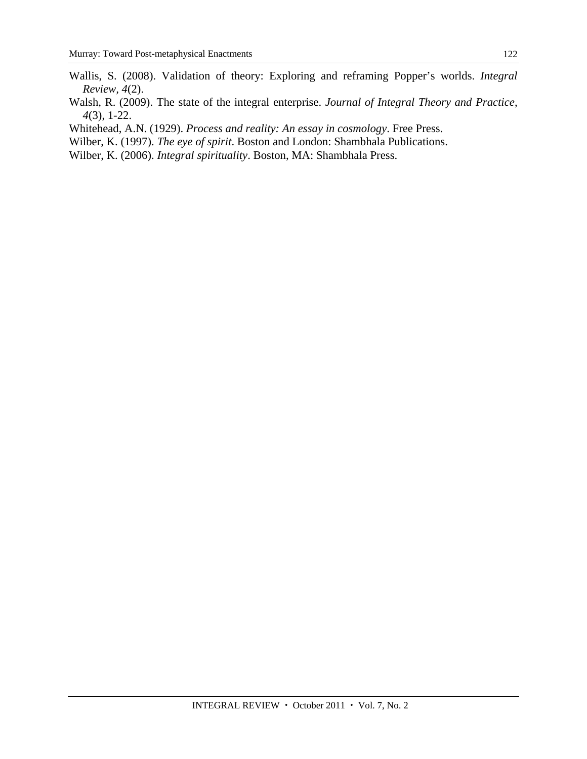Wallis, S. (2008). Validation of theory: Exploring and reframing Popper's worlds. *Integral Review, 4*(2).

Walsh, R. (2009). The state of the integral enterprise. *Journal of Integral Theory and Practice, 4*(3), 1-22.

Whitehead, A.N. (1929). *Process and reality: An essay in cosmology*. Free Press.

Wilber, K. (1997). *The eye of spirit*. Boston and London: Shambhala Publications.

Wilber, K. (2006). *Integral spirituality*. Boston, MA: Shambhala Press.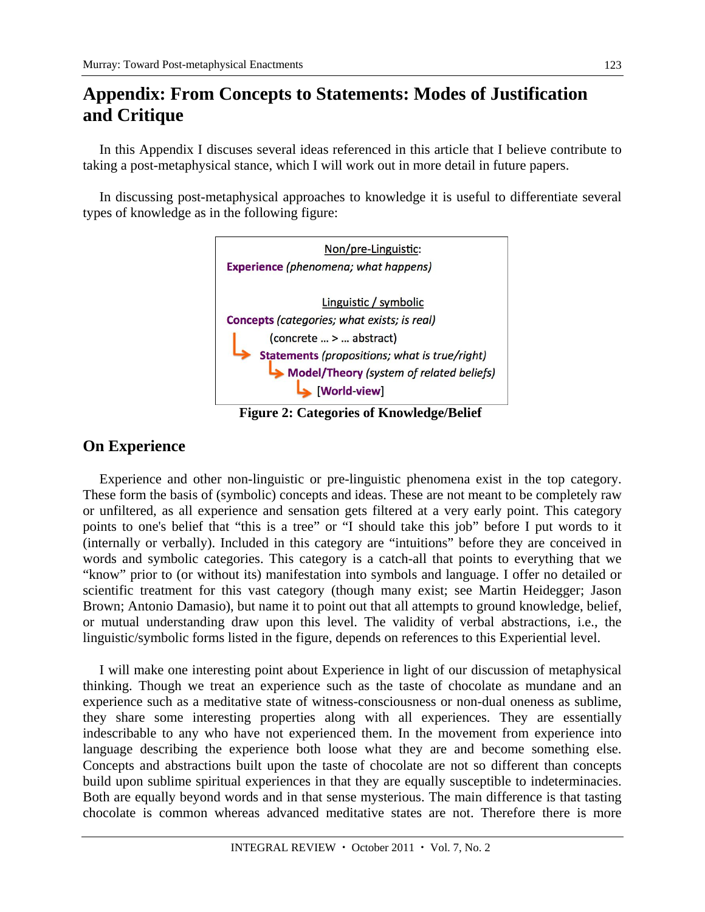## Appendix: From Concepts to Statements: Modes of Justification and Critique

In this Appendix I discuses several ideas referenced in this article that I believe contribute to taking a post-metaphysical stance, which I will work out in more detail in future papers.

In discussing post-metaphysical approaches to knowledge it is useful to differentiate several types of knowledge as in the following figure:

Non/pre-Linguistic:

**Experience** *(phenomena; what happens)*

Linguistic / symbolic

**Concepts** *(categories; what exists; is real)*

(concrete … > … abstract)

↳ **Statements** *(propositions; what is true/right)*

↳ **Model/Theory** *(system of related beliefs)*

↳ [**World-view**]

**Figure 2: Categories of Knowledge/Belief**

### On Experience

Experience and other non-linguistic or pre-linguistic phenomena exist in the top category. These form the basis of (symbolic) concepts and ideas. These are not meant to be completely raw or unfiltered, as all experience and sensation gets filtered at a very early point. This category points to one's belief that "this is a tree" or "I should take this job" before I put words to it (internally or verbally). Included in this category are "intuitions" before they are conceived in words and symbolic categories. This category is a catch-all that points to everything that we "know" prior to (or without its) manifestation into symbols and language. I offer no detailed or scientific treatment for this vast category (though many exist; see Martin Heidegger; Jason Brown; Antonio Damasio), but name it to point out that all attempts to ground knowledge, belief, or mutual understanding draw upon this level. The validity of verbal abstractions, i.e., the linguistic/symbolic forms listed in the figure, depends on references to this Experiential level.

I will make one interesting point about Experience in light of our discussion of metaphysical thinking. Though we treat an experience such as the taste of chocolate as mundane and an experience such as a meditative state of witness-consciousness or non-dual oneness as sublime, they share some interesting properties along with all experiences. They are essentially indescribable to any who have not experienced them. In the movement from experience into language describing the experience both loose what they are and become something else. Concepts and abstractions built upon the taste of chocolate are not so different than concepts build upon sublime spiritual experiences in that they are equally susceptible to indeterminacies. Both are equally beyond words and in that sense mysterious. The main difference is that tasting chocolate is common whereas advanced meditative states are not. Therefore there is more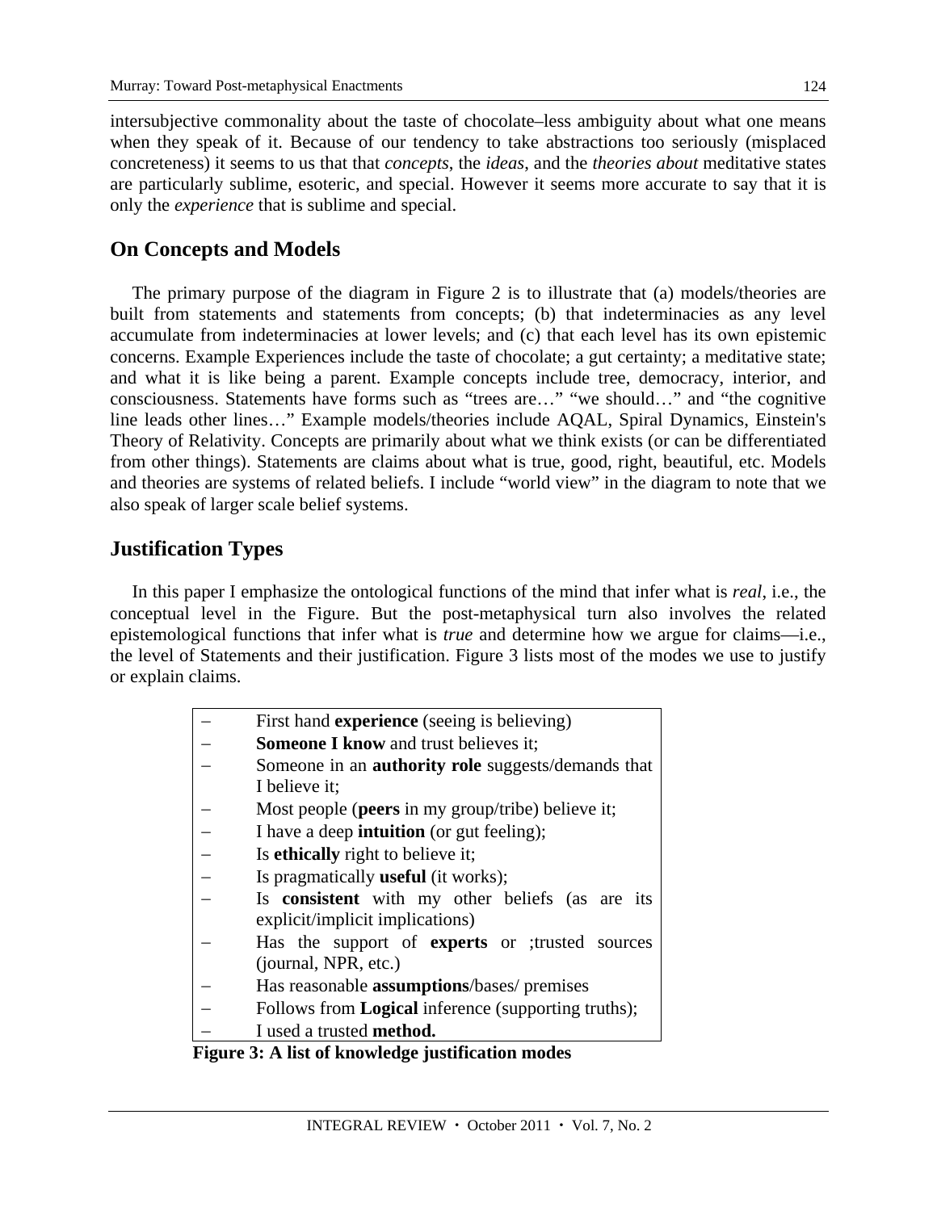intersubjective commonality about the taste of chocolate–less ambiguity about what one means when they speak of it. Because of our tendency to take abstractions too seriously (misplaced concreteness) it seems to us that that *concepts*, the *ideas*, and the *theories about* meditative states are particularly sublime, esoteric, and special. However it seems more accurate to say that it is only the *experience* that is sublime and special.

## On Concepts and Models

The primary purpose of the diagram in Figure 2 is to illustrate that (a) models/theories are built from statements and statements from concepts; (b) that indeterminacies as any level accumulate from indeterminacies at lower levels; and (c) that each level has its own epistemic concerns. Example Experiences include the taste of chocolate; a gut certainty; a meditative state; and what it is like being a parent. Example concepts include tree, democracy, interior, and consciousness. Statements have forms such as "trees are…" "we should…" and "the cognitive line leads other lines…" Example models/theories include AQAL, Spiral Dynamics, Einstein's Theory of Relativity. Concepts are primarily about what we think exists (or can be differentiated from other things). Statements are claims about what is true, good, right, beautiful, etc. Models and theories are systems of related beliefs. I include "world view" in the diagram to note that we also speak of larger scale belief systems.

## Justification Types

In this paper I emphasize the ontological functions of the mind that infer what is *real*, i.e., the conceptual level in the Figure. But the post-metaphysical turn also involves the related epistemological functions that infer what is *true* and determine how we argue for claims—i.e., the level of Statements and their justification. Figure 3 lists most of the modes we use to justify or explain claims.

- First hand **experience** (seeing is believing)
- **Someone I know** and trust believes it;
- Someone in an **authority role** suggests/demands that I believe it;
- Most people (**peers** in my group/tribe) believe it;
- I have a deep **intuition** (or gut feeling);
- Is **ethically** right to believe it;
- Is pragmatically **useful** (it works);
- Is **consistent** with my other beliefs (as are its explicit/implicit implications)
- Has the support of **experts** or ;trusted sources (journal, NPR, etc.)
- Has reasonable **assumptions**/bases/ premises
- Follows from **Logical** inference (supporting truths);
- I used a trusted **method.**

**Figure 3: A list of knowledge justification modes**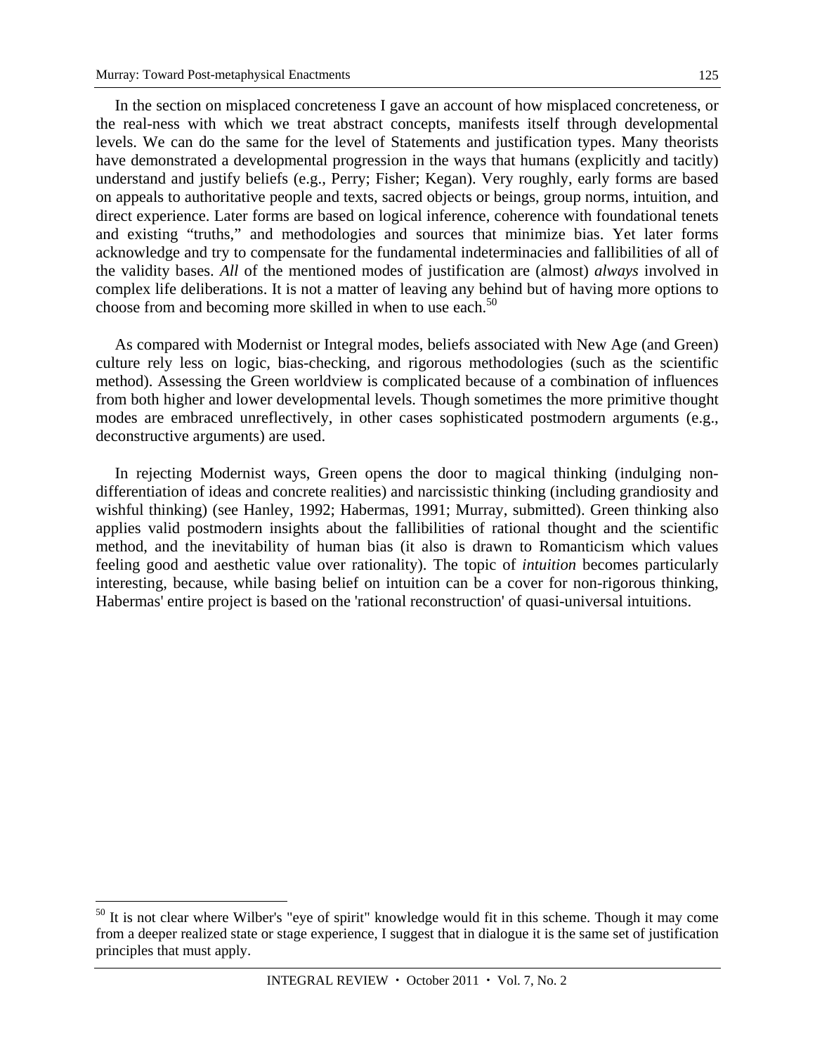In the section on misplaced concreteness I gave an account of how misplaced concreteness, or the real-ness with which we treat abstract concepts, manifests itself through developmental levels. We can do the same for the level of Statements and justification types. Many theorists have demonstrated a developmental progression in the ways that humans (explicitly and tacitly) understand and justify beliefs (e.g., Perry; Fisher; Kegan). Very roughly, early forms are based on appeals to authoritative people and texts, sacred objects or beings, group norms, intuition, and direct experience. Later forms are based on logical inference, coherence with foundational tenets and existing "truths," and methodologies and sources that minimize bias. Yet later forms acknowledge and try to compensate for the fundamental indeterminacies and fallibilities of all of the validity bases. *All* of the mentioned modes of justification are (almost) *always* involved in complex life deliberations. It is not a matter of leaving any behind but of having more options to choose from and becoming more skilled in when to use each.[50]

As compared with Modernist or Integral modes, beliefs associated with New Age (and Green) culture rely less on logic, bias-checking, and rigorous methodologies (such as the scientific method). Assessing the Green worldview is complicated because of a combination of influences from both higher and lower developmental levels. Though sometimes the more primitive thought modes are embraced unreflectively, in other cases sophisticated postmodern arguments (e.g., deconstructive arguments) are used.

In rejecting Modernist ways, Green opens the door to magical thinking (indulging non-differentiation of ideas and concrete realities) and narcissistic thinking (including grandiosity and wishful thinking) (see Hanley, 1992; Habermas, 1991; Murray, submitted). Green thinking also applies valid postmodern insights about the fallibilities of rational thought and the scientific method, and the inevitability of human bias (it also is drawn to Romanticism which values feeling good and aesthetic value over rationality). The topic of *intuition* becomes particularly interesting, because, while basing belief on intuition can be a cover for non-rigorous thinking, Habermas' entire project is based on the 'rational reconstruction' of quasi-universal intuitions.

---

[50] It is not clear where Wilber's "eye of spirit" knowledge would fit in this scheme. Though it may come from a deeper realized state or stage experience, I suggest that in dialogue it is the same set of justification principles that must apply.